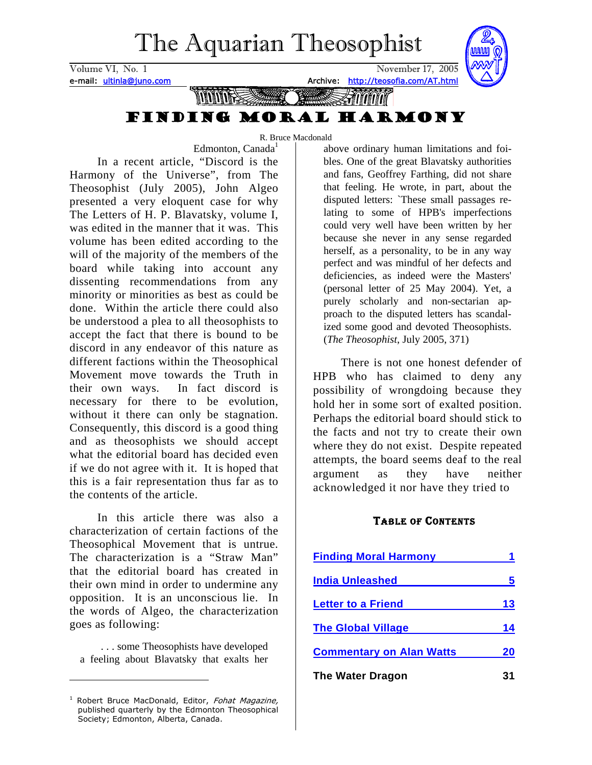# The Aquarian Theosophist

Volume VI, No. 1 November 17, 2005

e-mail: ultinla@juno.com Archive: http://teosofia.com/AT.html

## FINDING MORAL HARMONY

R. Bruce Macdonald

Edmonton, Canada[1]

In a recent article, "Discord is the Harmony of the Universe", from The Theosophist (July 2005), John Algeo presented a very eloquent case for why The Letters of H. P. Blavatsky, volume I, was edited in the manner that it was. This volume has been edited according to the will of the majority of the members of the board while taking into account any dissenting recommendations from any minority or minorities as best as could be done. Within the article there could also be understood a plea to all theosophists to accept the fact that there is bound to be discord in any endeavor of this nature as different factions within the Theosophical Movement move towards the Truth in their own ways. In fact discord is necessary for there to be evolution, without it there can only be stagnation. Consequently, this discord is a good thing and as theosophists we should accept what the editorial board has decided even if we do not agree with it. It is hoped that this is a fair representation thus far as to the contents of the article.

In this article there was also a characterization of certain factions of the Theosophical Movement that is untrue. The characterization is a "Straw Man" that the editorial board has created in their own mind in order to undermine any opposition. It is an unconscious lie. In the words of Algeo, the characterization goes as following:

> . . . some Theosophists have developed a feeling about Blavatsky that exalts her above ordinary human limitations and foibles. One of the great Blavatsky authorities and fans, Geoffrey Farthing, did not share that feeling. He wrote, in part, about the disputed letters: `These small passages relating to some of HPB's imperfections could very well have been written by her because she never in any sense regarded herself, as a personality, to be in any way perfect and was mindful of her defects and deficiencies, as indeed were the Masters' (personal letter of 25 May 2004). Yet, a purely scholarly and non-sectarian approach to the disputed letters has scandalized some good and devoted Theosophists. (*The Theosophist*, July 2005, 371)

There is not one honest defender of HPB who has claimed to deny any possibility of wrongdoing because they hold her in some sort of exalted position. Perhaps the editorial board should stick to the facts and not try to create their own where they do not exist. Despite repeated attempts, the board seems deaf to the real argument as they have neither acknowledged it nor have they tried to

### TABLE OF CONTENTS

| | |
|---|---|
| Finding Moral Harmony | 1 |
| India Unleashed | 5 |
| Letter to a Friend | 13 |
| The Global Village | 14 |
| Commentary on Alan Watts | 20 |
| The Water Dragon | 31 |

[1] Robert Bruce MacDonald, Editor, *Fohat Magazine,* published quarterly by the Edmonton Theosophical Society; Edmonton, Alberta, Canada.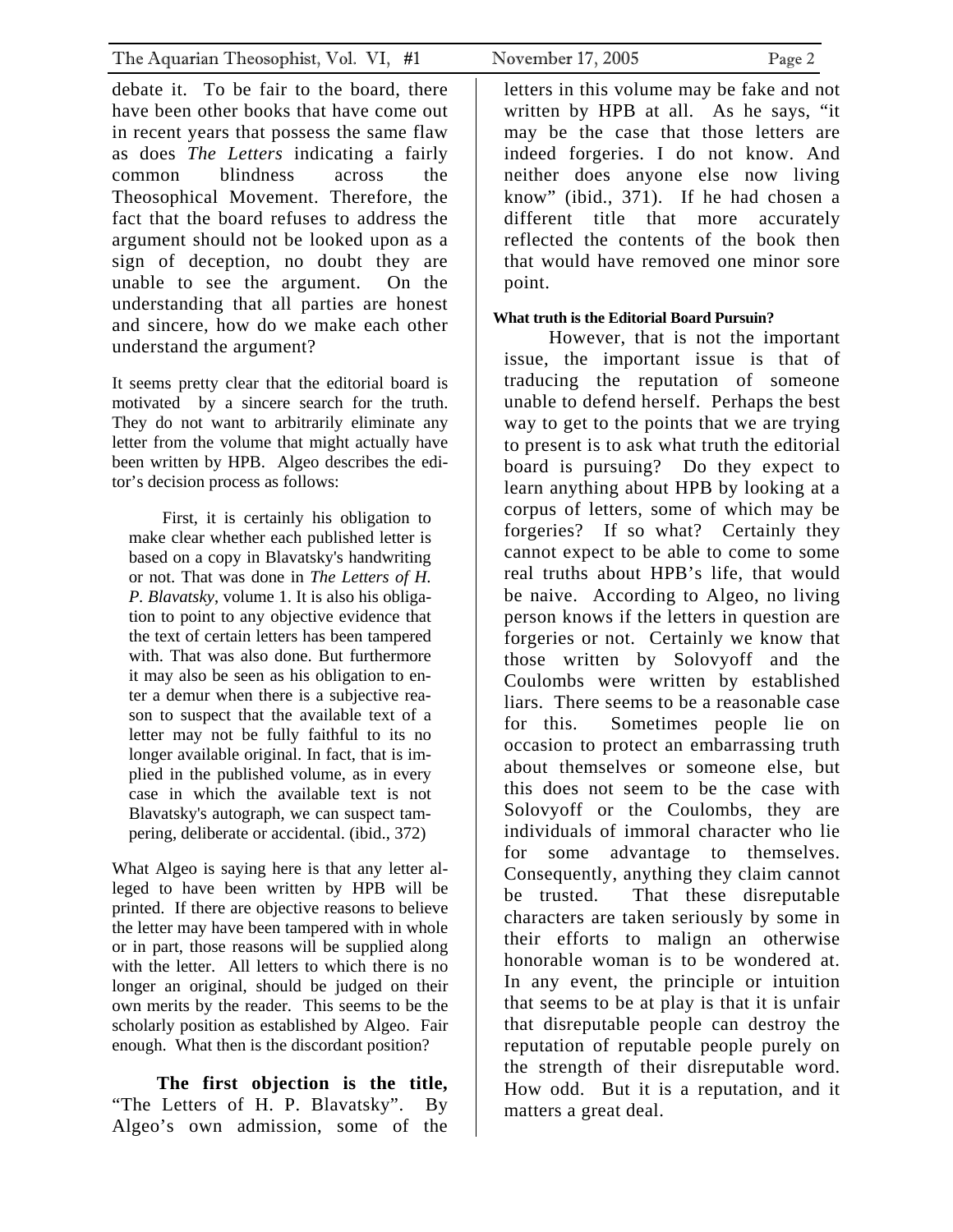debate it. To be fair to the board, there have been other books that have come out in recent years that possess the same flaw as does *The Letters* indicating a fairly common blindness across the Theosophical Movement. Therefore, the fact that the board refuses to address the argument should not be looked upon as a sign of deception, no doubt they are unable to see the argument. On the understanding that all parties are honest and sincere, how do we make each other understand the argument?

It seems pretty clear that the editorial board is motivated by a sincere search for the truth. They do not want to arbitrarily eliminate any letter from the volume that might actually have been written by HPB. Algeo describes the editor's decision process as follows:

> First, it is certainly his obligation to make clear whether each published letter is based on a copy in Blavatsky's handwriting or not. That was done in *The Letters of H. P. Blavatsky*, volume 1. It is also his obligation to point to any objective evidence that the text of certain letters has been tampered with. That was also done. But furthermore it may also be seen as his obligation to enter a demur when there is a subjective reason to suspect that the available text of a letter may not be fully faithful to its no longer available original. In fact, that is implied in the published volume, as in every case in which the available text is not Blavatsky's autograph, we can suspect tampering, deliberate or accidental. (ibid., 372)

What Algeo is saying here is that any letter alleged to have been written by HPB will be printed. If there are objective reasons to believe the letter may have been tampered with in whole or in part, those reasons will be supplied along with the letter. All letters to which there is no longer an original, should be judged on their own merits by the reader. This seems to be the scholarly position as established by Algeo. Fair enough. What then is the discordant position?

**The first objection is the title,** "The Letters of H. P. Blavatsky". By Algeo's own admission, some of the letters in this volume may be fake and not written by HPB at all. As he says, "it may be the case that those letters are indeed forgeries. I do not know. And neither does anyone else now living know" (ibid., 371). If he had chosen a different title that more accurately reflected the contents of the book then that would have removed one minor sore point.

#### What truth is the Editorial Board Pursuin?

However, that is not the important issue, the important issue is that of traducing the reputation of someone unable to defend herself. Perhaps the best way to get to the points that we are trying to present is to ask what truth the editorial board is pursuing? Do they expect to learn anything about HPB by looking at a corpus of letters, some of which may be forgeries? If so what? Certainly they cannot expect to be able to come to some real truths about HPB's life, that would be naive. According to Algeo, no living person knows if the letters in question are forgeries or not. Certainly we know that those written by Solovyoff and the Coulombs were written by established liars. There seems to be a reasonable case for this. Sometimes people lie on occasion to protect an embarrassing truth about themselves or someone else, but this does not seem to be the case with Solovyoff or the Coulombs, they are individuals of immoral character who lie for some advantage to themselves. Consequently, anything they claim cannot be trusted. That these disreputable characters are taken seriously by some in their efforts to malign an otherwise honorable woman is to be wondered at. In any event, the principle or intuition that seems to be at play is that it is unfair that disreputable people can destroy the reputation of reputable people purely on the strength of their disreputable word. How odd. But it is a reputation, and it matters a great deal.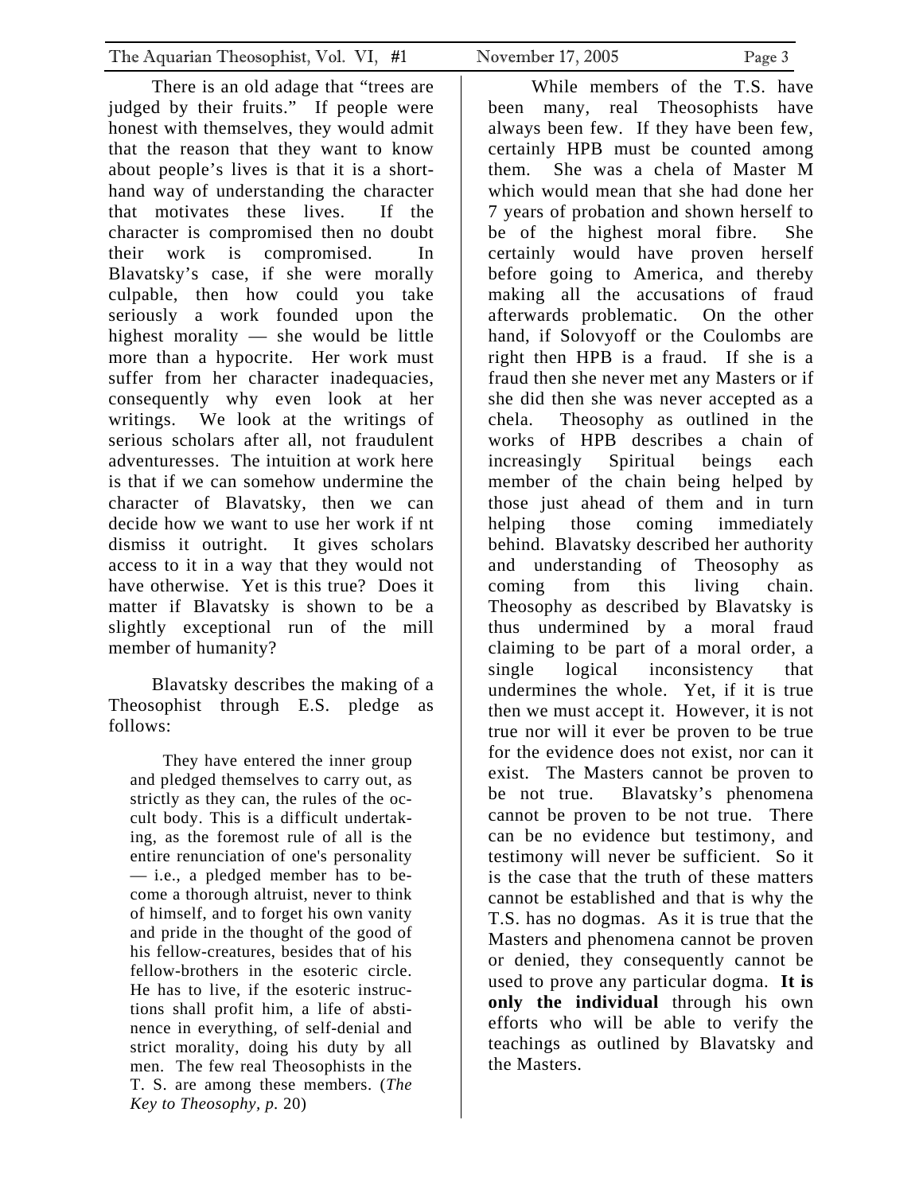There is an old adage that "trees are judged by their fruits." If people were honest with themselves, they would admit that the reason that they want to know about people's lives is that it is a short-hand way of understanding the character that motivates these lives. If the character is compromised then no doubt their work is compromised. In Blavatsky's case, if she were morally culpable, then how could you take seriously a work founded upon the highest morality — she would be little more than a hypocrite. Her work must suffer from her character inadequacies, consequently why even look at her writings. We look at the writings of serious scholars after all, not fraudulent adventuresses. The intuition at work here is that if we can somehow undermine the character of Blavatsky, then we can decide how we want to use her work if nt dismiss it outright. It gives scholars access to it in a way that they would not have otherwise. Yet is this true? Does it matter if Blavatsky is shown to be a slightly exceptional run of the mill member of humanity?

Blavatsky describes the making of a Theosophist through E.S. pledge as follows:

> They have entered the inner group and pledged themselves to carry out, as strictly as they can, the rules of the occult body. This is a difficult undertaking, as the foremost rule of all is the entire renunciation of one's personality — i.e., a pledged member has to become a thorough altruist, never to think of himself, and to forget his own vanity and pride in the thought of the good of his fellow-creatures, besides that of his fellow-brothers in the esoteric circle. He has to live, if the esoteric instructions shall profit him, a life of abstinence in everything, of self-denial and strict morality, doing his duty by all men. The few real Theosophists in the T. S. are among these members. (*The Key to Theosophy, p.* 20)

While members of the T.S. have been many, real Theosophists have always been few. If they have been few, certainly HPB must be counted among them. She was a chela of Master M which would mean that she had done her 7 years of probation and shown herself to be of the highest moral fibre. She certainly would have proven herself before going to America, and thereby making all the accusations of fraud afterwards problematic. On the other hand, if Solovyoff or the Coulombs are right then HPB is a fraud. If she is a fraud then she never met any Masters or if she did then she was never accepted as a chela. Theosophy as outlined in the works of HPB describes a chain of increasingly Spiritual beings each member of the chain being helped by those just ahead of them and in turn helping those coming immediately behind. Blavatsky described her authority and understanding of Theosophy as coming from this living chain. Theosophy as described by Blavatsky is thus undermined by a moral fraud claiming to be part of a moral order, a single logical inconsistency that undermines the whole. Yet, if it is true then we must accept it. However, it is not true nor will it ever be proven to be true for the evidence does not exist, nor can it exist. The Masters cannot be proven to be not true. Blavatsky's phenomena cannot be proven to be not true. There can be no evidence but testimony, and testimony will never be sufficient. So it is the case that the truth of these matters cannot be established and that is why the T.S. has no dogmas. As it is true that the Masters and phenomena cannot be proven or denied, they consequently cannot be used to prove any particular dogma. **It is only the individual** through his own efforts who will be able to verify the teachings as outlined by Blavatsky and the Masters.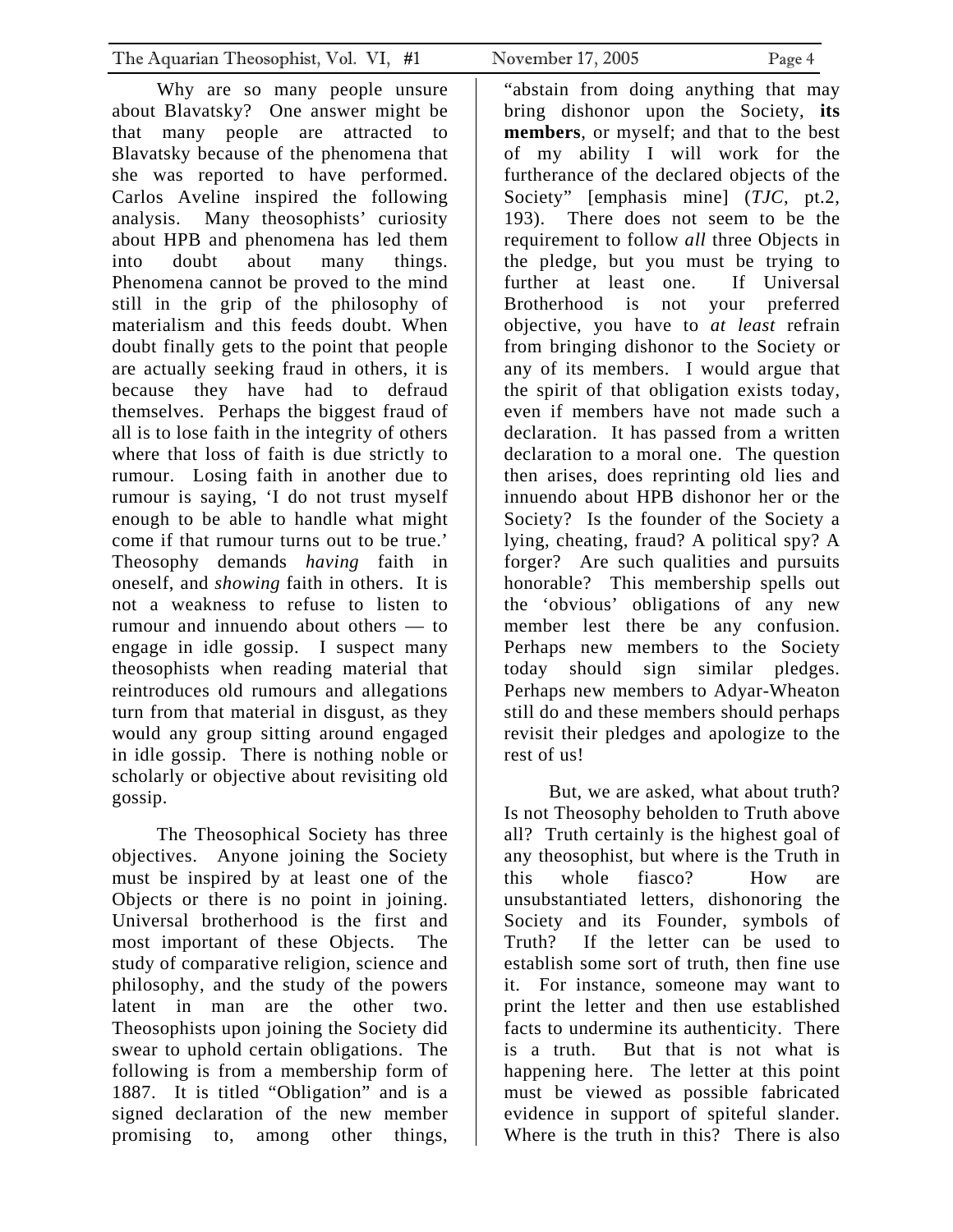Why are so many people unsure about Blavatsky? One answer might be that many people are attracted to Blavatsky because of the phenomena that she was reported to have performed. Carlos Aveline inspired the following analysis. Many theosophists' curiosity about HPB and phenomena has led them into doubt about many things. Phenomena cannot be proved to the mind still in the grip of the philosophy of materialism and this feeds doubt. When doubt finally gets to the point that people are actually seeking fraud in others, it is because they have had to defraud themselves. Perhaps the biggest fraud of all is to lose faith in the integrity of others where that loss of faith is due strictly to rumour. Losing faith in another due to rumour is saying, 'I do not trust myself enough to be able to handle what might come if that rumour turns out to be true.' Theosophy demands *having* faith in oneself, and *showing* faith in others. It is not a weakness to refuse to listen to rumour and innuendo about others — to engage in idle gossip. I suspect many theosophists when reading material that reintroduces old rumours and allegations turn from that material in disgust, as they would any group sitting around engaged in idle gossip. There is nothing noble or scholarly or objective about revisiting old gossip.

The Theosophical Society has three objectives. Anyone joining the Society must be inspired by at least one of the Objects or there is no point in joining. Universal brotherhood is the first and most important of these Objects. The study of comparative religion, science and philosophy, and the study of the powers latent in man are the other two. Theosophists upon joining the Society did swear to uphold certain obligations. The following is from a membership form of 1887. It is titled "Obligation" and is a signed declaration of the new member promising to, among other things, "abstain from doing anything that may bring dishonor upon the Society, **its members**, or myself; and that to the best of my ability I will work for the furtherance of the declared objects of the Society" [emphasis mine] (*TJC*, pt.2, 193). There does not seem to be the requirement to follow *all* three Objects in the pledge, but you must be trying to further at least one. If Universal Brotherhood is not your preferred objective, you have to *at least* refrain from bringing dishonor to the Society or any of its members. I would argue that the spirit of that obligation exists today, even if members have not made such a declaration. It has passed from a written declaration to a moral one. The question then arises, does reprinting old lies and innuendo about HPB dishonor her or the Society? Is the founder of the Society a lying, cheating, fraud? A political spy? A forger? Are such qualities and pursuits honorable? This membership spells out the 'obvious' obligations of any new member lest there be any confusion. Perhaps new members to the Society today should sign similar pledges. Perhaps new members to Adyar-Wheaton still do and these members should perhaps revisit their pledges and apologize to the rest of us!

But, we are asked, what about truth? Is not Theosophy beholden to Truth above all? Truth certainly is the highest goal of any theosophist, but where is the Truth in this whole fiasco? How are unsubstantiated letters, dishonoring the Society and its Founder, symbols of Truth? If the letter can be used to establish some sort of truth, then fine use it. For instance, someone may want to print the letter and then use established facts to undermine its authenticity. There is a truth. But that is not what is happening here. The letter at this point must be viewed as possible fabricated evidence in support of spiteful slander. Where is the truth in this? There is also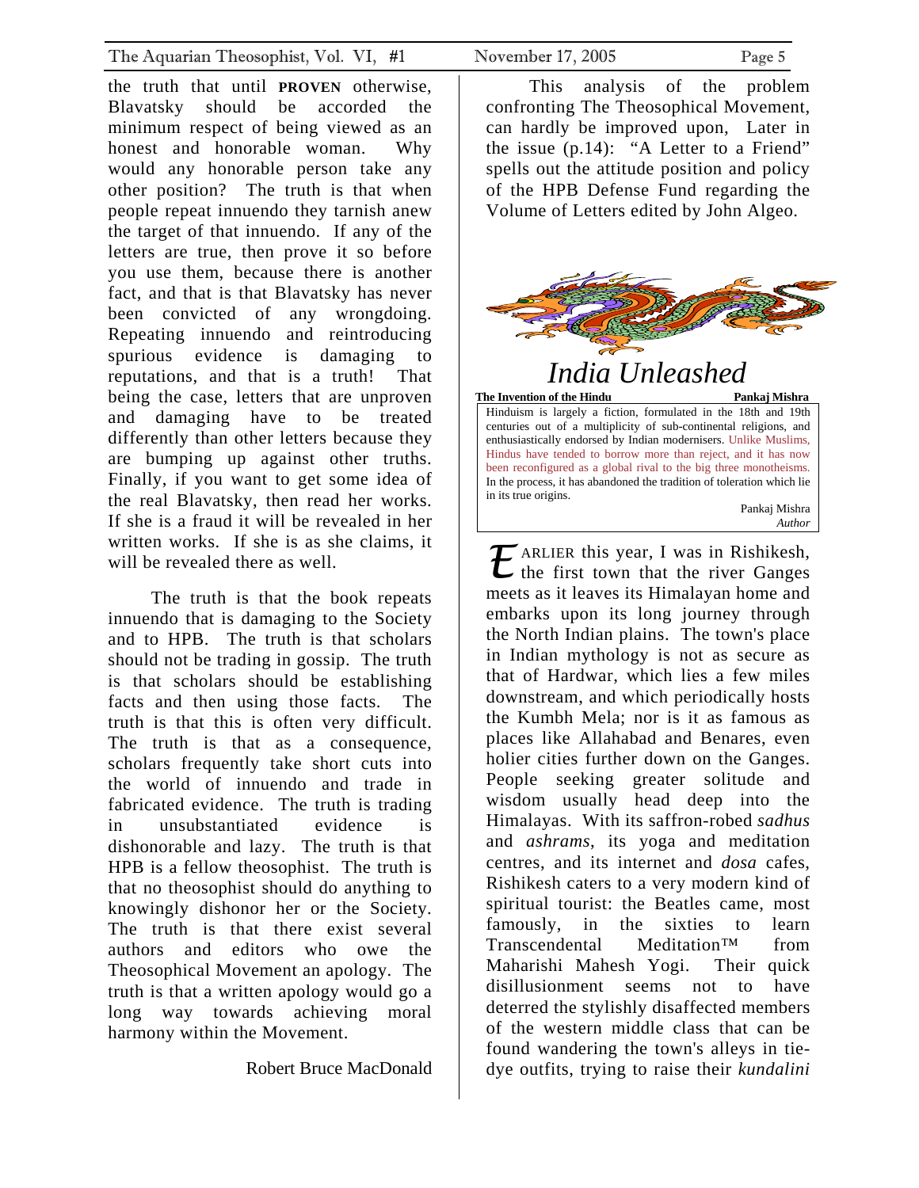the truth that until **PROVEN** otherwise, Blavatsky should be accorded the minimum respect of being viewed as an honest and honorable woman. Why would any honorable person take any other position? The truth is that when people repeat innuendo they tarnish anew the target of that innuendo. If any of the letters are true, then prove it so before you use them, because there is another fact, and that is that Blavatsky has never been convicted of any wrongdoing. Repeating innuendo and reintroducing spurious evidence is damaging to reputations, and that is a truth! That being the case, letters that are unproven and damaging have to be treated differently than other letters because they are bumping up against other truths. Finally, if you want to get some idea of the real Blavatsky, then read her works. If she is a fraud it will be revealed in her written works. If she is as she claims, it will be revealed there as well.

The truth is that the book repeats innuendo that is damaging to the Society and to HPB. The truth is that scholars should not be trading in gossip. The truth is that scholars should be establishing facts and then using those facts. The truth is that this is often very difficult. The truth is that as a consequence, scholars frequently take short cuts into the world of innuendo and trade in fabricated evidence. The truth is trading in unsubstantiated evidence is dishonorable and lazy. The truth is that HPB is a fellow theosophist. The truth is that no theosophist should do anything to knowingly dishonor her or the Society. The truth is that there exist several authors and editors who owe the Theosophical Movement an apology. The truth is that a written apology would go a long way towards achieving moral harmony within the Movement.

Robert Bruce MacDonald

This analysis of the problem confronting The Theosophical Movement, can hardly be improved upon, Later in the issue (p.14): "A Letter to a Friend" spells out the attitude position and policy of the HPB Defense Fund regarding the Volume of Letters edited by John Algeo.

# *India Unleashed*

**The Invention of the Hindu** **Pankaj Mishra**

> Hinduism is largely a fiction, formulated in the 18th and 19th centuries out of a multiplicity of sub-continental religions, and enthusiastically endorsed by Indian modernisers. Unlike Muslims, Hindus have tended to borrow more than reject, and it has now been reconfigured as a global rival to the big three monotheisms. In the process, it has abandoned the tradition of toleration which lie in its true origins.
>
> Pankaj Mishra
> *Author*

EARLIER this year, I was in Rishikesh, the first town that the river Ganges meets as it leaves its Himalayan home and embarks upon its long journey through the North Indian plains. The town's place in Indian mythology is not as secure as that of Hardwar, which lies a few miles downstream, and which periodically hosts the Kumbh Mela; nor is it as famous as places like Allahabad and Benares, even holier cities further down on the Ganges. People seeking greater solitude and wisdom usually head deep into the Himalayas. With its saffron-robed *sadhus* and *ashrams*, its yoga and meditation centres, and its internet and *dosa* cafes, Rishikesh caters to a very modern kind of spiritual tourist: the Beatles came, most famously, in the sixties to learn Transcendental Meditation™ from Maharishi Mahesh Yogi. Their quick disillusionment seems not to have deterred the stylishly disaffected members of the western middle class that can be found wandering the town's alleys in tie-dye outfits, trying to raise their *kundalini*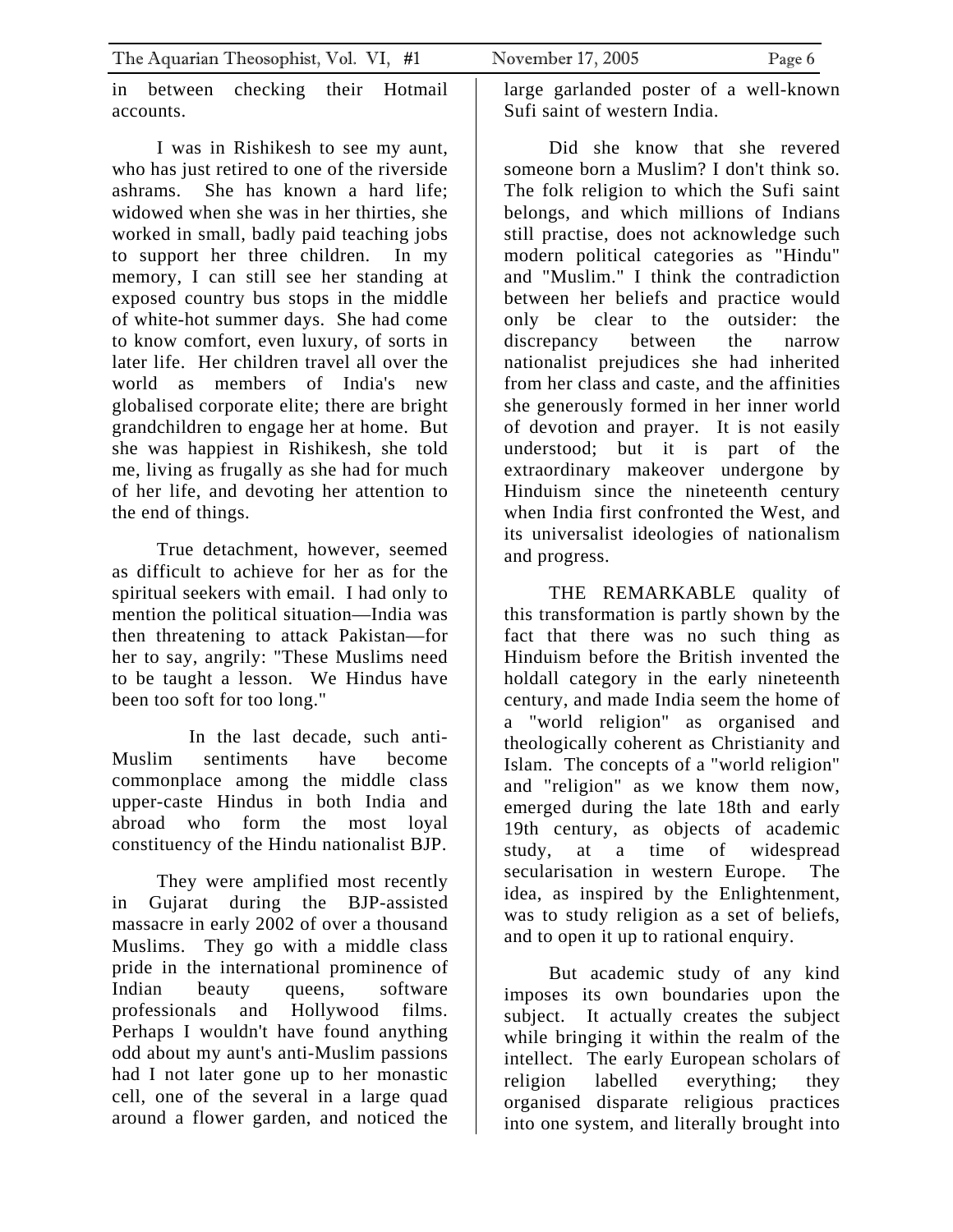in between checking their Hotmail accounts.

I was in Rishikesh to see my aunt, who has just retired to one of the riverside ashrams. She has known a hard life; widowed when she was in her thirties, she worked in small, badly paid teaching jobs to support her three children. In my memory, I can still see her standing at exposed country bus stops in the middle of white-hot summer days. She had come to know comfort, even luxury, of sorts in later life. Her children travel all over the world as members of India's new globalised corporate elite; there are bright grandchildren to engage her at home. But she was happiest in Rishikesh, she told me, living as frugally as she had for much of her life, and devoting her attention to the end of things.

True detachment, however, seemed as difficult to achieve for her as for the spiritual seekers with email. I had only to mention the political situation—India was then threatening to attack Pakistan—for her to say, angrily: "These Muslims need to be taught a lesson. We Hindus have been too soft for too long."

In the last decade, such anti-Muslim sentiments have become commonplace among the middle class upper-caste Hindus in both India and abroad who form the most loyal constituency of the Hindu nationalist BJP.

They were amplified most recently in Gujarat during the BJP-assisted massacre in early 2002 of over a thousand Muslims. They go with a middle class pride in the international prominence of Indian beauty queens, software professionals and Hollywood films. Perhaps I wouldn't have found anything odd about my aunt's anti-Muslim passions had I not later gone up to her monastic cell, one of the several in a large quad around a flower garden, and noticed the large garlanded poster of a well-known Sufi saint of western India.

Did she know that she revered someone born a Muslim? I don't think so. The folk religion to which the Sufi saint belongs, and which millions of Indians still practise, does not acknowledge such modern political categories as "Hindu" and "Muslim." I think the contradiction between her beliefs and practice would only be clear to the outsider: the discrepancy between the narrow nationalist prejudices she had inherited from her class and caste, and the affinities she generously formed in her inner world of devotion and prayer. It is not easily understood; but it is part of the extraordinary makeover undergone by Hinduism since the nineteenth century when India first confronted the West, and its universalist ideologies of nationalism and progress.

THE REMARKABLE quality of this transformation is partly shown by the fact that there was no such thing as Hinduism before the British invented the holdall category in the early nineteenth century, and made India seem the home of a "world religion" as organised and theologically coherent as Christianity and Islam. The concepts of a "world religion" and "religion" as we know them now, emerged during the late 18th and early 19th century, as objects of academic study, at a time of widespread secularisation in western Europe. The idea, as inspired by the Enlightenment, was to study religion as a set of beliefs, and to open it up to rational enquiry.

But academic study of any kind imposes its own boundaries upon the subject. It actually creates the subject while bringing it within the realm of the intellect. The early European scholars of religion labelled everything; they organised disparate religious practices into one system, and literally brought into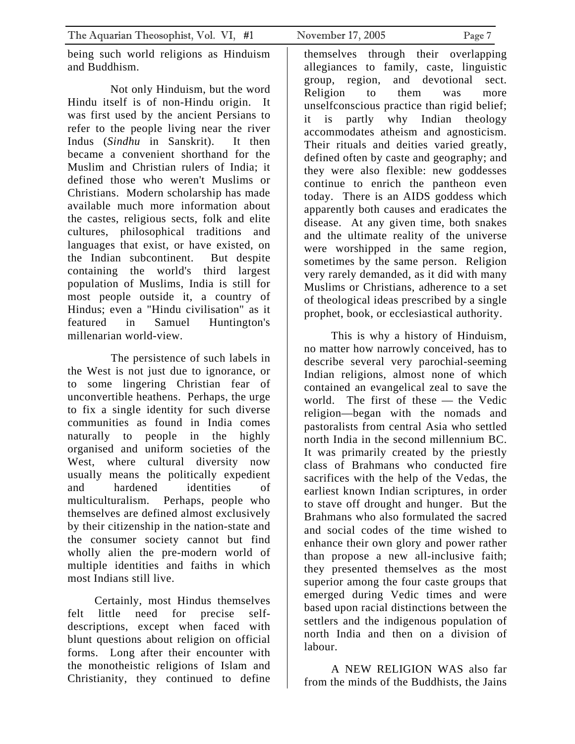being such world religions as Hinduism and Buddhism.

Not only Hinduism, but the word Hindu itself is of non-Hindu origin. It was first used by the ancient Persians to refer to the people living near the river Indus (*Sindhu* in Sanskrit). It then became a convenient shorthand for the Muslim and Christian rulers of India; it defined those who weren't Muslims or Christians. Modern scholarship has made available much more information about the castes, religious sects, folk and elite cultures, philosophical traditions and languages that exist, or have existed, on the Indian subcontinent. But despite containing the world's third largest population of Muslims, India is still for most people outside it, a country of Hindus; even a "Hindu civilisation" as it featured in Samuel Huntington's millenarian world-view.

The persistence of such labels in the West is not just due to ignorance, or to some lingering Christian fear of unconvertible heathens. Perhaps, the urge to fix a single identity for such diverse communities as found in India comes naturally to people in the highly organised and uniform societies of the West, where cultural diversity now usually means the politically expedient and hardened identities of multiculturalism. Perhaps, people who themselves are defined almost exclusively by their citizenship in the nation-state and the consumer society cannot but find wholly alien the pre-modern world of multiple identities and faiths in which most Indians still live.

Certainly, most Hindus themselves felt little need for precise self-descriptions, except when faced with blunt questions about religion on official forms. Long after their encounter with the monotheistic religions of Islam and Christianity, they continued to define themselves through their overlapping allegiances to family, caste, linguistic group, region, and devotional sect. Religion to them was more unselfconscious practice than rigid belief; it is partly why Indian theology accommodates atheism and agnosticism. Their rituals and deities varied greatly, defined often by caste and geography; and they were also flexible: new goddesses continue to enrich the pantheon even today. There is an AIDS goddess which apparently both causes and eradicates the disease. At any given time, both snakes and the ultimate reality of the universe were worshipped in the same region, sometimes by the same person. Religion very rarely demanded, as it did with many Muslims or Christians, adherence to a set of theological ideas prescribed by a single prophet, book, or ecclesiastical authority.

This is why a history of Hinduism, no matter how narrowly conceived, has to describe several very parochial-seeming Indian religions, almost none of which contained an evangelical zeal to save the world. The first of these — the Vedic religion—began with the nomads and pastoralists from central Asia who settled north India in the second millennium BC. It was primarily created by the priestly class of Brahmans who conducted fire sacrifices with the help of the Vedas, the earliest known Indian scriptures, in order to stave off drought and hunger. But the Brahmans who also formulated the sacred and social codes of the time wished to enhance their own glory and power rather than propose a new all-inclusive faith; they presented themselves as the most superior among the four caste groups that emerged during Vedic times and were based upon racial distinctions between the settlers and the indigenous population of north India and then on a division of labour.

A NEW RELIGION WAS also far from the minds of the Buddhists, the Jains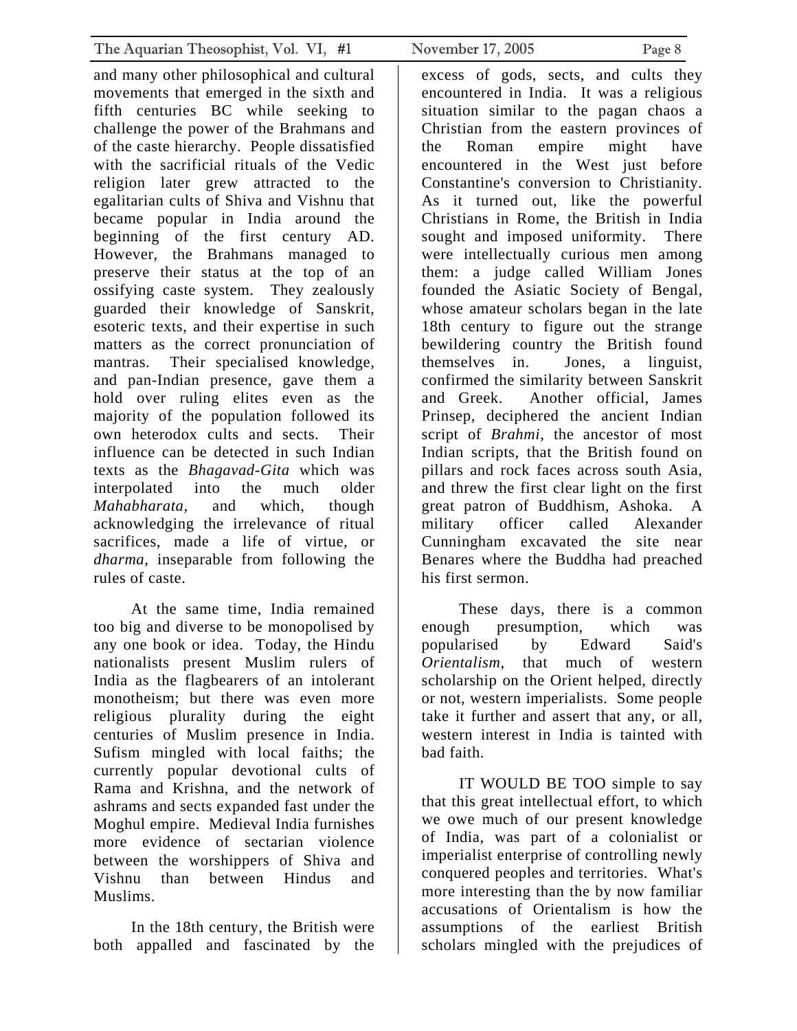and many other philosophical and cultural movements that emerged in the sixth and fifth centuries BC while seeking to challenge the power of the Brahmans and of the caste hierarchy. People dissatisfied with the sacrificial rituals of the Vedic religion later grew attracted to the egalitarian cults of Shiva and Vishnu that became popular in India around the beginning of the first century AD. However, the Brahmans managed to preserve their status at the top of an ossifying caste system. They zealously guarded their knowledge of Sanskrit, esoteric texts, and their expertise in such matters as the correct pronunciation of mantras. Their specialised knowledge, and pan-Indian presence, gave them a hold over ruling elites even as the majority of the population followed its own heterodox cults and sects. Their influence can be detected in such Indian texts as the *Bhagavad-Gita* which was interpolated into the much older *Mahabharata*, and which, though acknowledging the irrelevance of ritual sacrifices, made a life of virtue, or *dharma*, inseparable from following the rules of caste.

At the same time, India remained too big and diverse to be monopolised by any one book or idea. Today, the Hindu nationalists present Muslim rulers of India as the flagbearers of an intolerant monotheism; but there was even more religious plurality during the eight centuries of Muslim presence in India. Sufism mingled with local faiths; the currently popular devotional cults of Rama and Krishna, and the network of ashrams and sects expanded fast under the Moghul empire. Medieval India furnishes more evidence of sectarian violence between the worshippers of Shiva and Vishnu than between Hindus and Muslims.

In the 18th century, the British were both appalled and fascinated by the excess of gods, sects, and cults they encountered in India. It was a religious situation similar to the pagan chaos a Christian from the eastern provinces of the Roman empire might have encountered in the West just before Constantine's conversion to Christianity. As it turned out, like the powerful Christians in Rome, the British in India sought and imposed uniformity. There were intellectually curious men among them: a judge called William Jones founded the Asiatic Society of Bengal, whose amateur scholars began in the late 18th century to figure out the strange bewildering country the British found themselves in. Jones, a linguist, confirmed the similarity between Sanskrit and Greek. Another official, James Prinsep, deciphered the ancient Indian script of *Brahmi*, the ancestor of most Indian scripts, that the British found on pillars and rock faces across south Asia, and threw the first clear light on the first great patron of Buddhism, Ashoka. A military officer called Alexander Cunningham excavated the site near Benares where the Buddha had preached his first sermon.

These days, there is a common enough presumption, which was popularised by Edward Said's *Orientalism*, that much of western scholarship on the Orient helped, directly or not, western imperialists. Some people take it further and assert that any, or all, western interest in India is tainted with bad faith.

IT WOULD BE TOO simple to say that this great intellectual effort, to which we owe much of our present knowledge of India, was part of a colonialist or imperialist enterprise of controlling newly conquered peoples and territories. What's more interesting than the by now familiar accusations of Orientalism is how the assumptions of the earliest British scholars mingled with the prejudices of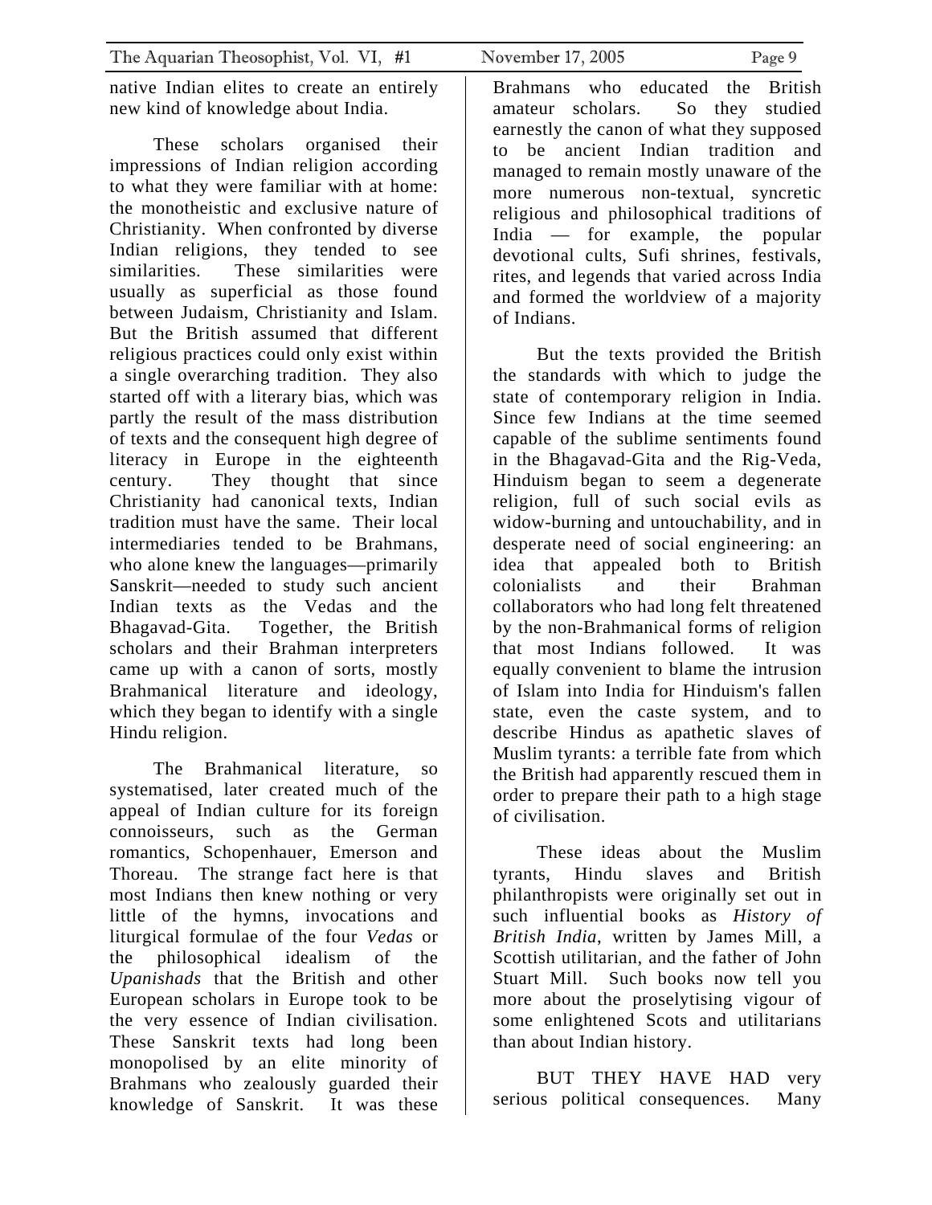native Indian elites to create an entirely new kind of knowledge about India.

These scholars organised their impressions of Indian religion according to what they were familiar with at home: the monotheistic and exclusive nature of Christianity. When confronted by diverse Indian religions, they tended to see similarities. These similarities were usually as superficial as those found between Judaism, Christianity and Islam. But the British assumed that different religious practices could only exist within a single overarching tradition. They also started off with a literary bias, which was partly the result of the mass distribution of texts and the consequent high degree of literacy in Europe in the eighteenth century. They thought that since Christianity had canonical texts, Indian tradition must have the same. Their local intermediaries tended to be Brahmans, who alone knew the languages—primarily Sanskrit—needed to study such ancient Indian texts as the Vedas and the Bhagavad-Gita. Together, the British scholars and their Brahman interpreters came up with a canon of sorts, mostly Brahmanical literature and ideology, which they began to identify with a single Hindu religion.

The Brahmanical literature, so systematised, later created much of the appeal of Indian culture for its foreign connoisseurs, such as the German romantics, Schopenhauer, Emerson and Thoreau. The strange fact here is that most Indians then knew nothing or very little of the hymns, invocations and liturgical formulae of the four *Vedas* or the philosophical idealism of the *Upanishads* that the British and other European scholars in Europe took to be the very essence of Indian civilisation. These Sanskrit texts had long been monopolised by an elite minority of Brahmans who zealously guarded their knowledge of Sanskrit. It was these Brahmans who educated the British amateur scholars. So they studied earnestly the canon of what they supposed to be ancient Indian tradition and managed to remain mostly unaware of the more numerous non-textual, syncretic religious and philosophical traditions of India — for example, the popular devotional cults, Sufi shrines, festivals, rites, and legends that varied across India and formed the worldview of a majority of Indians.

But the texts provided the British the standards with which to judge the state of contemporary religion in India. Since few Indians at the time seemed capable of the sublime sentiments found in the Bhagavad-Gita and the Rig-Veda, Hinduism began to seem a degenerate religion, full of such social evils as widow-burning and untouchability, and in desperate need of social engineering: an idea that appealed both to British colonialists and their Brahman collaborators who had long felt threatened by the non-Brahmanical forms of religion that most Indians followed. It was equally convenient to blame the intrusion of Islam into India for Hinduism's fallen state, even the caste system, and to describe Hindus as apathetic slaves of Muslim tyrants: a terrible fate from which the British had apparently rescued them in order to prepare their path to a high stage of civilisation.

These ideas about the Muslim tyrants, Hindu slaves and British philanthropists were originally set out in such influential books as *History of British India*, written by James Mill, a Scottish utilitarian, and the father of John Stuart Mill. Such books now tell you more about the proselytising vigour of some enlightened Scots and utilitarians than about Indian history.

BUT THEY HAVE HAD very serious political consequences. Many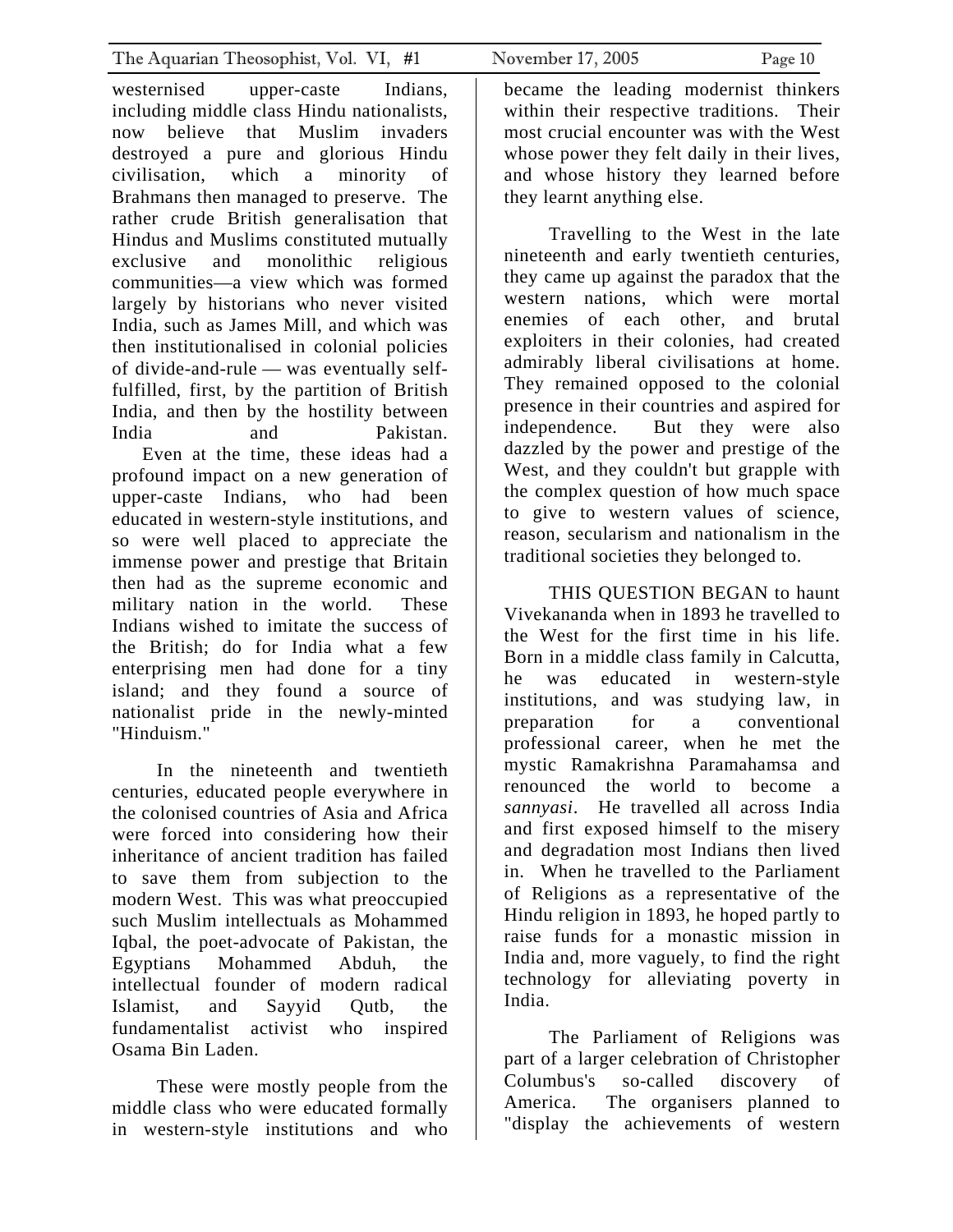westernised upper-caste Indians, including middle class Hindu nationalists, now believe that Muslim invaders destroyed a pure and glorious Hindu civilisation, which a minority of Brahmans then managed to preserve. The rather crude British generalisation that Hindus and Muslims constituted mutually exclusive and monolithic religious communities—a view which was formed largely by historians who never visited India, such as James Mill, and which was then institutionalised in colonial policies of divide-and-rule — was eventually self-fulfilled, first, by the partition of British India, and then by the hostility between India and Pakistan.

Even at the time, these ideas had a profound impact on a new generation of upper-caste Indians, who had been educated in western-style institutions, and so were well placed to appreciate the immense power and prestige that Britain then had as the supreme economic and military nation in the world. These Indians wished to imitate the success of the British; do for India what a few enterprising men had done for a tiny island; and they found a source of nationalist pride in the newly-minted "Hinduism."

In the nineteenth and twentieth centuries, educated people everywhere in the colonised countries of Asia and Africa were forced into considering how their inheritance of ancient tradition has failed to save them from subjection to the modern West. This was what preoccupied such Muslim intellectuals as Mohammed Iqbal, the poet-advocate of Pakistan, the Egyptians Mohammed Abduh, the intellectual founder of modern radical Islamist, and Sayyid Qutb, the fundamentalist activist who inspired Osama Bin Laden.

These were mostly people from the middle class who were educated formally in western-style institutions and who became the leading modernist thinkers within their respective traditions. Their most crucial encounter was with the West whose power they felt daily in their lives, and whose history they learned before they learnt anything else.

Travelling to the West in the late nineteenth and early twentieth centuries, they came up against the paradox that the western nations, which were mortal enemies of each other, and brutal exploiters in their colonies, had created admirably liberal civilisations at home. They remained opposed to the colonial presence in their countries and aspired for independence. But they were also dazzled by the power and prestige of the West, and they couldn't but grapple with the complex question of how much space to give to western values of science, reason, secularism and nationalism in the traditional societies they belonged to.

THIS QUESTION BEGAN to haunt Vivekananda when in 1893 he travelled to the West for the first time in his life. Born in a middle class family in Calcutta, he was educated in western-style institutions, and was studying law, in preparation for a conventional professional career, when he met the mystic Ramakrishna Paramahamsa and renounced the world to become a *sannyasi*. He travelled all across India and first exposed himself to the misery and degradation most Indians then lived in. When he travelled to the Parliament of Religions as a representative of the Hindu religion in 1893, he hoped partly to raise funds for a monastic mission in India and, more vaguely, to find the right technology for alleviating poverty in India.

The Parliament of Religions was part of a larger celebration of Christopher Columbus's so-called discovery of America. The organisers planned to "display the achievements of western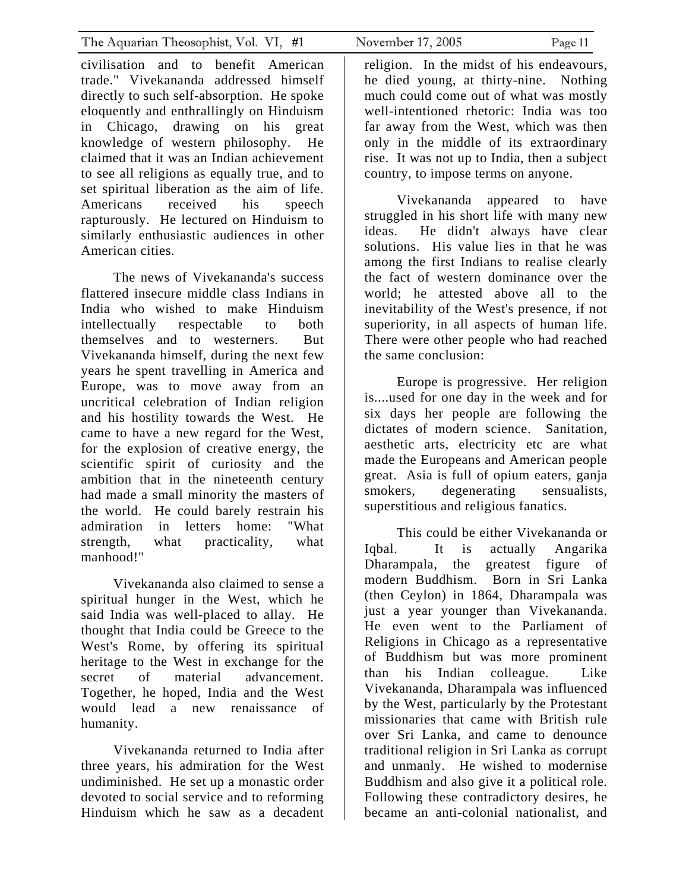civilisation and to benefit American trade." Vivekananda addressed himself directly to such self-absorption. He spoke eloquently and enthrallingly on Hinduism in Chicago, drawing on his great knowledge of western philosophy. He claimed that it was an Indian achievement to see all religions as equally true, and to set spiritual liberation as the aim of life. Americans received his speech rapturously. He lectured on Hinduism to similarly enthusiastic audiences in other American cities.

The news of Vivekananda's success flattered insecure middle class Indians in India who wished to make Hinduism intellectually respectable to both themselves and to westerners. But Vivekananda himself, during the next few years he spent travelling in America and Europe, was to move away from an uncritical celebration of Indian religion and his hostility towards the West. He came to have a new regard for the West, for the explosion of creative energy, the scientific spirit of curiosity and the ambition that in the nineteenth century had made a small minority the masters of the world. He could barely restrain his admiration in letters home: "What strength, what practicality, what manhood!"

Vivekananda also claimed to sense a spiritual hunger in the West, which he said India was well-placed to allay. He thought that India could be Greece to the West's Rome, by offering its spiritual heritage to the West in exchange for the secret of material advancement. Together, he hoped, India and the West would lead a new renaissance of humanity.

Vivekananda returned to India after three years, his admiration for the West undiminished. He set up a monastic order devoted to social service and to reforming Hinduism which he saw as a decadent religion. In the midst of his endeavours, he died young, at thirty-nine. Nothing much could come out of what was mostly well-intentioned rhetoric: India was too far away from the West, which was then only in the middle of its extraordinary rise. It was not up to India, then a subject country, to impose terms on anyone.

Vivekananda appeared to have struggled in his short life with many new ideas. He didn't always have clear solutions. His value lies in that he was among the first Indians to realise clearly the fact of western dominance over the world; he attested above all to the inevitability of the West's presence, if not superiority, in all aspects of human life. There were other people who had reached the same conclusion:

Europe is progressive. Her religion is....used for one day in the week and for six days her people are following the dictates of modern science. Sanitation, aesthetic arts, electricity etc are what made the Europeans and American people great. Asia is full of opium eaters, ganja smokers, degenerating sensualists, superstitious and religious fanatics.

This could be either Vivekananda or Iqbal. It is actually Angarika Dharampala, the greatest figure of modern Buddhism. Born in Sri Lanka (then Ceylon) in 1864, Dharampala was just a year younger than Vivekananda. He even went to the Parliament of Religions in Chicago as a representative of Buddhism but was more prominent than his Indian colleague. Like Vivekananda, Dharampala was influenced by the West, particularly by the Protestant missionaries that came with British rule over Sri Lanka, and came to denounce traditional religion in Sri Lanka as corrupt and unmanly. He wished to modernise Buddhism and also give it a political role. Following these contradictory desires, he became an anti-colonial nationalist, and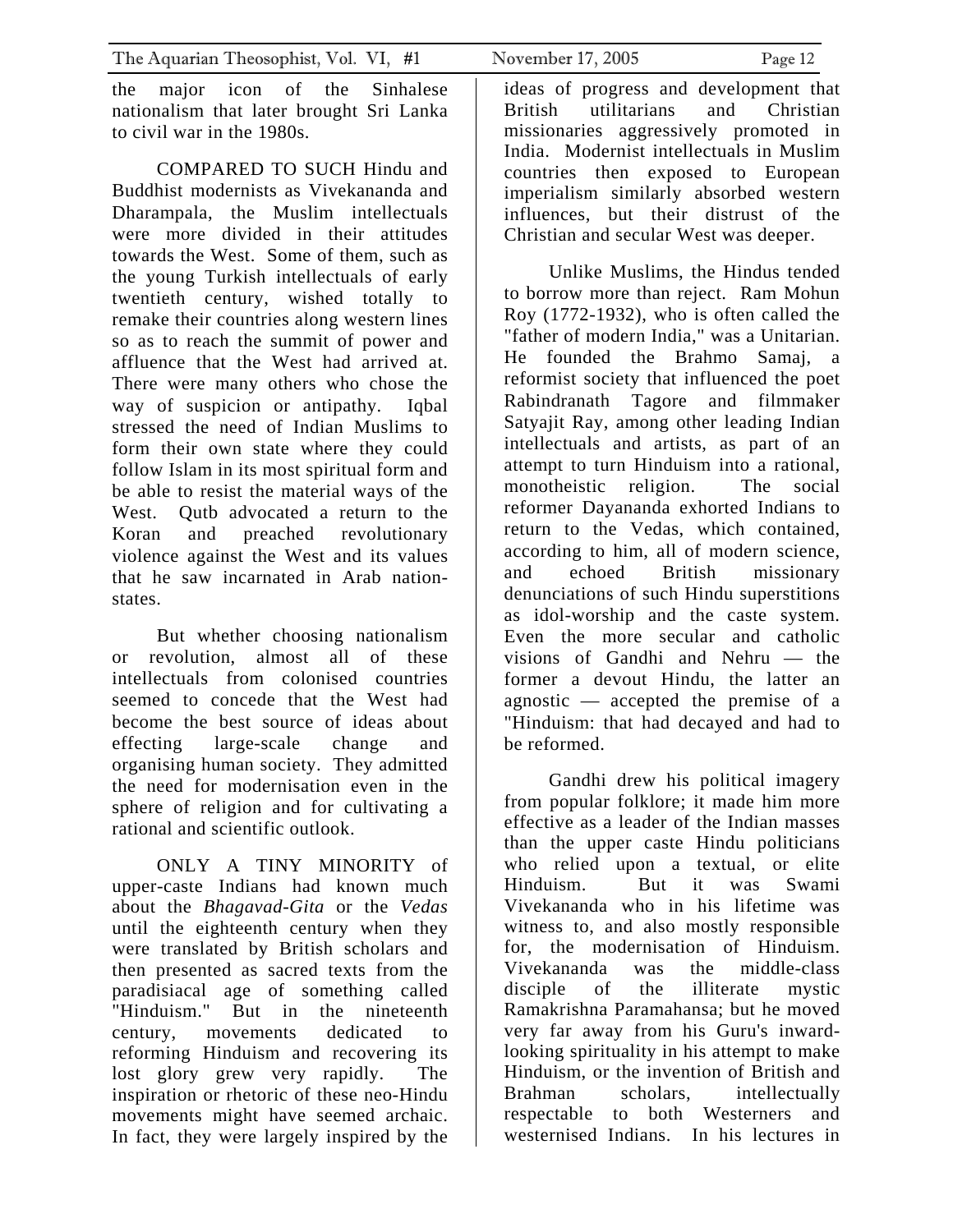the major icon of the Sinhalese nationalism that later brought Sri Lanka to civil war in the 1980s.

COMPARED TO SUCH Hindu and Buddhist modernists as Vivekananda and Dharampala, the Muslim intellectuals were more divided in their attitudes towards the West. Some of them, such as the young Turkish intellectuals of early twentieth century, wished totally to remake their countries along western lines so as to reach the summit of power and affluence that the West had arrived at. There were many others who chose the way of suspicion or antipathy. Iqbal stressed the need of Indian Muslims to form their own state where they could follow Islam in its most spiritual form and be able to resist the material ways of the West. Qutb advocated a return to the Koran and preached revolutionary violence against the West and its values that he saw incarnated in Arab nation-states.

But whether choosing nationalism or revolution, almost all of these intellectuals from colonised countries seemed to concede that the West had become the best source of ideas about effecting large-scale change and organising human society. They admitted the need for modernisation even in the sphere of religion and for cultivating a rational and scientific outlook.

ONLY A TINY MINORITY of upper-caste Indians had known much about the *Bhagavad-Gita* or the *Vedas* until the eighteenth century when they were translated by British scholars and then presented as sacred texts from the paradisiacal age of something called "Hinduism." But in the nineteenth century, movements dedicated to reforming Hinduism and recovering its lost glory grew very rapidly. The inspiration or rhetoric of these neo-Hindu movements might have seemed archaic. In fact, they were largely inspired by the ideas of progress and development that British utilitarians and Christian missionaries aggressively promoted in India. Modernist intellectuals in Muslim countries then exposed to European imperialism similarly absorbed western influences, but their distrust of the Christian and secular West was deeper.

Unlike Muslims, the Hindus tended to borrow more than reject. Ram Mohun Roy (1772-1932), who is often called the "father of modern India," was a Unitarian. He founded the Brahmo Samaj, a reformist society that influenced the poet Rabindranath Tagore and filmmaker Satyajit Ray, among other leading Indian intellectuals and artists, as part of an attempt to turn Hinduism into a rational, monotheistic religion. The social reformer Dayananda exhorted Indians to return to the Vedas, which contained, according to him, all of modern science, and echoed British missionary denunciations of such Hindu superstitions as idol-worship and the caste system. Even the more secular and catholic visions of Gandhi and Nehru — the former a devout Hindu, the latter an agnostic — accepted the premise of a "Hinduism: that had decayed and had to be reformed.

Gandhi drew his political imagery from popular folklore; it made him more effective as a leader of the Indian masses than the upper caste Hindu politicians who relied upon a textual, or elite Hinduism. But it was Swami Vivekananda who in his lifetime was witness to, and also mostly responsible for, the modernisation of Hinduism. Vivekananda was the middle-class disciple of the illiterate mystic Ramakrishna Paramahansa; but he moved very far away from his Guru's inward-looking spirituality in his attempt to make Hinduism, or the invention of British and Brahman scholars, intellectually respectable to both Westerners and westernised Indians. In his lectures in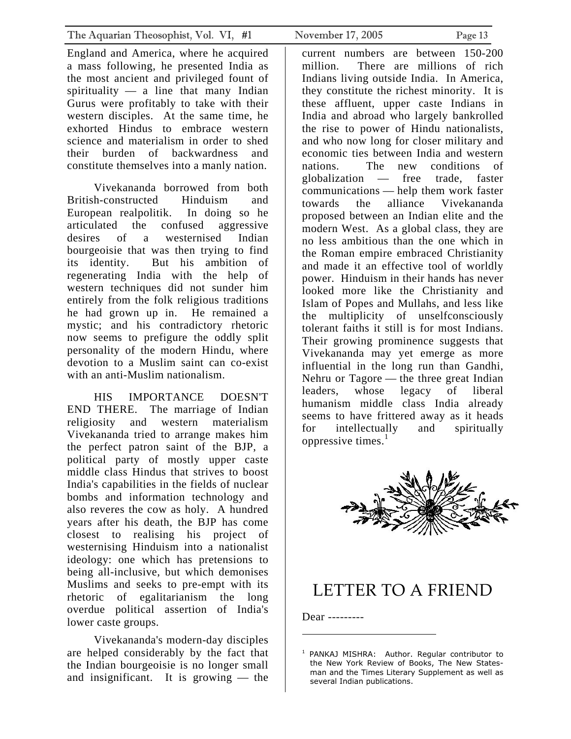England and America, where he acquired a mass following, he presented India as the most ancient and privileged fount of spirituality — a line that many Indian Gurus were profitably to take with their western disciples. At the same time, he exhorted Hindus to embrace western science and materialism in order to shed their burden of backwardness and constitute themselves into a manly nation.

Vivekananda borrowed from both British-constructed Hinduism and European realpolitik. In doing so he articulated the confused aggressive desires of a westernised Indian bourgeoisie that was then trying to find its identity. But his ambition of regenerating India with the help of western techniques did not sunder him entirely from the folk religious traditions he had grown up in. He remained a mystic; and his contradictory rhetoric now seems to prefigure the oddly split personality of the modern Hindu, where devotion to a Muslim saint can co-exist with an anti-Muslim nationalism.

HIS IMPORTANCE DOESN'T END THERE. The marriage of Indian religiosity and western materialism Vivekananda tried to arrange makes him the perfect patron saint of the BJP, a political party of mostly upper caste middle class Hindus that strives to boost India's capabilities in the fields of nuclear bombs and information technology and also reveres the cow as holy. A hundred years after his death, the BJP has come closest to realising his project of westernising Hinduism into a nationalist ideology: one which has pretensions to being all-inclusive, but which demonises Muslims and seeks to pre-empt with its rhetoric of egalitarianism the long overdue political assertion of India's lower caste groups.

Vivekananda's modern-day disciples are helped considerably by the fact that the Indian bourgeoisie is no longer small and insignificant. It is growing — the current numbers are between 150-200 million. There are millions of rich Indians living outside India. In America, they constitute the richest minority. It is these affluent, upper caste Indians in India and abroad who largely bankrolled the rise to power of Hindu nationalists, and who now long for closer military and economic ties between India and western nations. The new conditions of globalization — free trade, faster communications — help them work faster towards the alliance Vivekananda proposed between an Indian elite and the modern West. As a global class, they are no less ambitious than the one which in the Roman empire embraced Christianity and made it an effective tool of worldly power. Hinduism in their hands has never looked more like the Christianity and Islam of Popes and Mullahs, and less like the multiplicity of unselfconsciously tolerant faiths it still is for most Indians. Their growing prominence suggests that Vivekananda may yet emerge as more influential in the long run than Gandhi, Nehru or Tagore — the three great Indian leaders, whose legacy of liberal humanism middle class India already seems to have frittered away as it heads for intellectually and spiritually oppressive times.[1]

# LETTER TO A FRIEND

Dear ---------

---

[1] PANKAJ MISHRA: Author. Regular contributor to the New York Review of Books, The New Statesman and the Times Literary Supplement as well as several Indian publications.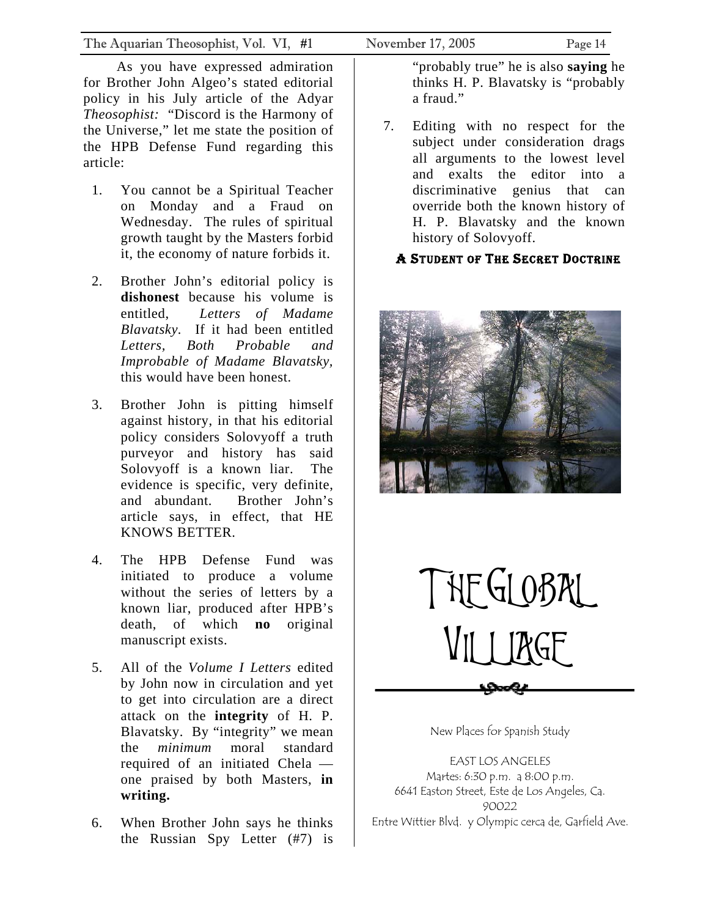As you have expressed admiration for Brother John Algeo's stated editorial policy in his July article of the Adyar *Theosophist:* "Discord is the Harmony of the Universe," let me state the position of the HPB Defense Fund regarding this article:

1. You cannot be a Spiritual Teacher on Monday and a Fraud on Wednesday. The rules of spiritual growth taught by the Masters forbid it, the economy of nature forbids it.

2. Brother John's editorial policy is **dishonest** because his volume is entitled, *Letters of Madame Blavatsky*. If it had been entitled *Letters, Both Probable and Improbable of Madame Blavatsky*, this would have been honest.

3. Brother John is pitting himself against history, in that his editorial policy considers Solovyoff a truth purveyor and history has said Solovyoff is a known liar. The evidence is specific, very definite, and abundant. Brother John's article says, in effect, that HE KNOWS BETTER.

4. The HPB Defense Fund was initiated to produce a volume without the series of letters by a known liar, produced after HPB's death, of which **no** original manuscript exists.

5. All of the *Volume I Letters* edited by John now in circulation and yet to get into circulation are a direct attack on the **integrity** of H. P. Blavatsky. By "integrity" we mean the *minimum* moral standard required of an initiated Chela — one praised by both Masters, **in writing.**

6. When Brother John says he thinks the Russian Spy Letter (#7) is "probably true" he is also **saying** he thinks H. P. Blavatsky is "probably a fraud."

7. Editing with no respect for the subject under consideration drags all arguments to the lowest level and exalts the editor into a discriminative genius that can override both the known history of H. P. Blavatsky and the known history of Solovyoff.

**A Student of The Secret Doctrine**

# The Global Village

New Places for Spanish Study

EAST LOS ANGELES
Martes: 6:30 p.m. a 8:00 p.m.
6641 Easton Street, Este de Los Angeles, Ca.
90022
Entre Wittier Blvd. y Olympic cerca de, Garfield Ave.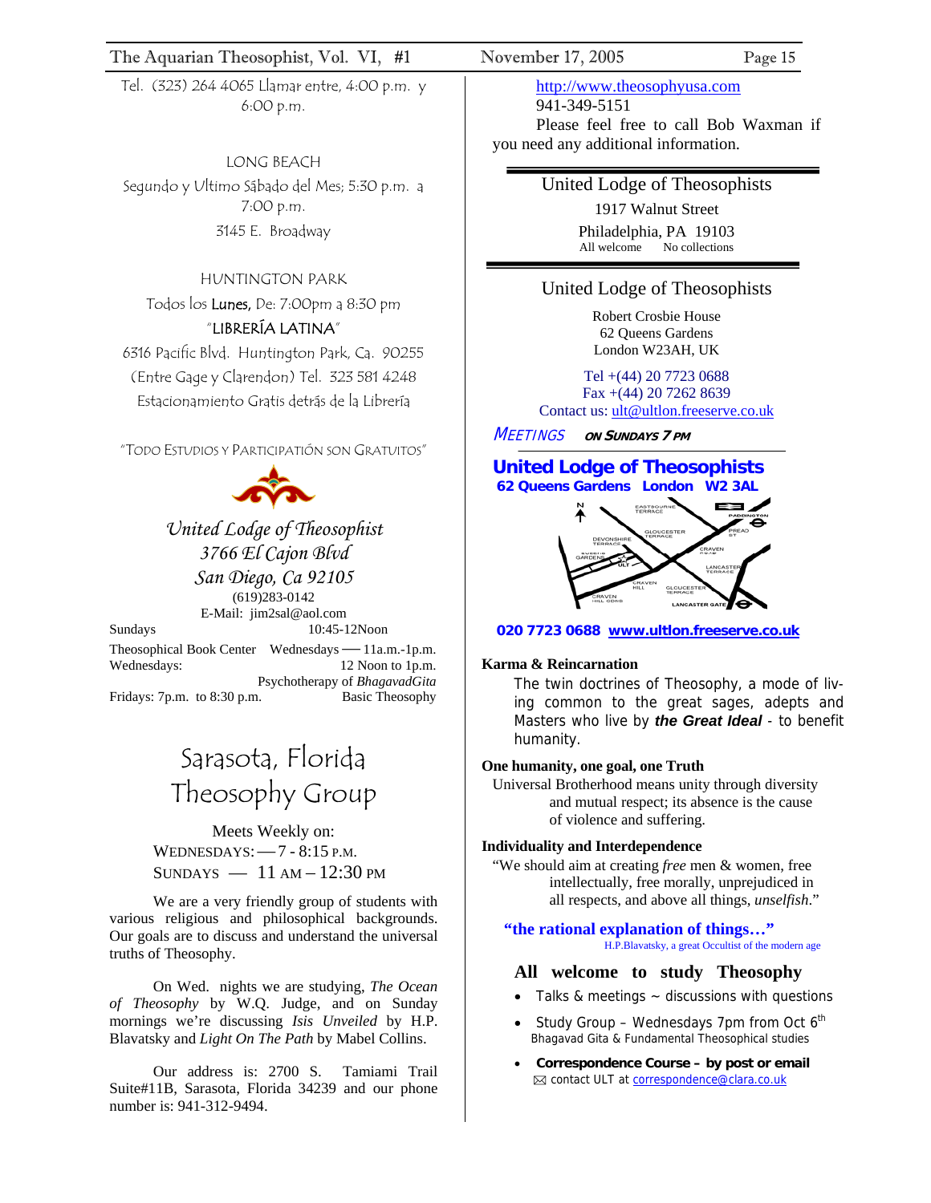Tel. (323) 264 4065 Llamar entre, 4:00 p.m. y 6:00 p.m.

LONG BEACH

Segundo y Ultimo Sábado del Mes; 5:30 p.m. a 7:00 p.m.

3145 E. Broadway

HUNTINGTON PARK

Todos los Lunes, De: 7:00pm a 8:30 pm

"LIBRERÍA LATINA"

6316 Pacific Blvd. Huntington Park, Ca. 90255

(Entre Gage y Clarendon) Tel. 323 581 4248

Estacionamiento Gratis detrás de la Librería

"TODO ESTUDIOS Y PARTICIPATIÓN SON GRATUITOS"

*United Lodge of Theosophist*
*3766 El Cajon Blvd*
*San Diego, Ca 92105*
(619)283-0142
E-Mail: jim2sal@aol.com

Sundays 10:45-12Noon

Theosophical Book Center Wednesdays — 11a.m.-1p.m.

Wednesdays: 12 Noon to 1p.m. Psychotherapy of *BhagavadGita*

Fridays: 7p.m. to 8:30 p.m. Basic Theosophy

# Sarasota, Florida Theosophy Group

Meets Weekly on:
WEDNESDAYS: — 7 - 8:15 P.M.
SUNDAYS — 11 AM – 12:30 PM

We are a very friendly group of students with various religious and philosophical backgrounds. Our goals are to discuss and understand the universal truths of Theosophy.

On Wed. nights we are studying, *The Ocean of Theosophy* by W.Q. Judge, and on Sunday mornings we're discussing *Isis Unveiled* by H.P. Blavatsky and *Light On The Path* by Mabel Collins.

Our address is: 2700 S. Tamiami Trail Suite#11B, Sarasota, Florida 34239 and our phone number is: 941-312-9494.

http://www.theosophyusa.com
941-349-5151

Please feel free to call Bob Waxman if you need any additional information.

---

United Lodge of Theosophists
1917 Walnut Street
Philadelphia, PA 19103
All welcome No collections

---

United Lodge of Theosophists

Robert Crosbie House
62 Queens Gardens
London W23AH, UK

Tel +(44) 20 7723 0688
Fax +(44) 20 7262 8639
Contact us: ult@ultlon.freeserve.co.uk

*MEETINGS* **ON SUNDAYS 7 PM**

**United Lodge of Theosophists**
**62 Queens Gardens London W2 3AL**

EASTBOURNE TERRACE · PADDINGTON · PREAD ST · GLOUCESTER TERRACE · DEVONSHIRE TERRACE · QUEENS GARDENS · ULT · CRAVEN ROAD · LANCASTER TERRACE · CRAVEN HILL · GLOUCESTER TERRACE · CRAVEN HILL GDNS · LANCASTER GATE

**020 7723 0688 www.ultlon.freeserve.co.uk**

**Karma & Reincarnation**

The twin doctrines of Theosophy, a mode of living common to the great sages, adepts and Masters who live by ***the Great Ideal*** - to benefit humanity.

**One humanity, one goal, one Truth**

Universal Brotherhood means unity through diversity and mutual respect; its absence is the cause of violence and suffering.

**Individuality and Interdependence**

"We should aim at creating *free* men & women, free intellectually, free morally, unprejudiced in all respects, and above all things, *unselfish*."

**"the rational explanation of things…"**
H.P.Blavatsky, a great Occultist of the modern age

**All welcome to study Theosophy**

- Talks & meetings ~ discussions with questions
- Study Group – Wednesdays 7pm from Oct 6th
  Bhagavad Gita & Fundamental Theosophical studies
- **Correspondence Course – by post or email**
  ✉ contact ULT at correspondence@clara.co.uk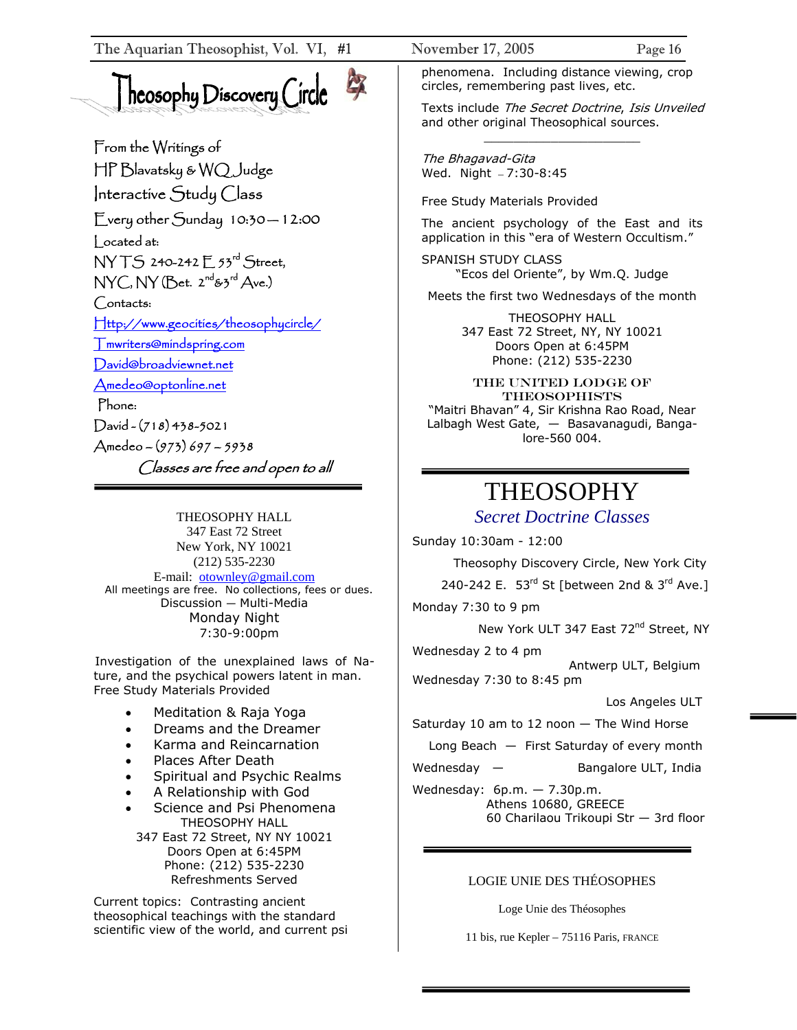# Theosophy Discovery Circle

From the Writings of
HP Blavatsky & WQ Judge
Interactive Study Class
Every other Sunday 10:30 — 12:00
Located at:
NY TS 240-242 E 53rd Street,
NYC, NY (Bet. 2nd & 3rd Ave.)
Contacts:
Http://www.geocities/theosophycircle/
Tmwriters@mindspring.com
David@broadviewnet.net
Amedeo@optonline.net
Phone:
David - (718) 438-5021
Amedeo – (973) 697 – 5938

*Classes are free and open to all*

---

THEOSOPHY HALL
347 East 72 Street
New York, NY 10021
(212) 535-2230
E-mail: otownley@gmail.com
All meetings are free. No collections, fees or dues.
Discussion — Multi-Media
Monday Night
7:30-9:00pm

Investigation of the unexplained laws of Nature, and the psychical powers latent in man. Free Study Materials Provided

- Meditation & Raja Yoga
- Dreams and the Dreamer
- Karma and Reincarnation
- Places After Death
- Spiritual and Psychic Realms
- A Relationship with God
- Science and Psi Phenomena

THEOSOPHY HALL
347 East 72 Street, NY NY 10021
Doors Open at 6:45PM
Phone: (212) 535-2230
Refreshments Served

Current topics: Contrasting ancient theosophical teachings with the standard scientific view of the world, and current psi phenomena. Including distance viewing, crop circles, remembering past lives, etc.

Texts include *The Secret Doctrine*, *Isis Unveiled* and other original Theosophical sources.

---

*The Bhagavad-Gita*
Wed. Night – 7:30-8:45

Free Study Materials Provided

The ancient psychology of the East and its application in this "era of Western Occultism."

SPANISH STUDY CLASS
"Ecos del Oriente", by Wm.Q. Judge

Meets the first two Wednesdays of the month

THEOSOPHY HALL
347 East 72 Street, NY, NY 10021
Doors Open at 6:45PM
Phone: (212) 535-2230

THE UNITED LODGE OF THEOSOPHISTS
"Maitri Bhavan" 4, Sir Krishna Rao Road, Near Lalbagh West Gate, — Basavanagudi, Bangalore-560 004.

---

# THEOSOPHY

## *Secret Doctrine Classes*

Sunday 10:30am - 12:00
Theosophy Discovery Circle, New York City
240-242 E. 53rd St [between 2nd & 3rd Ave.]

Monday 7:30 to 9 pm
New York ULT 347 East 72nd Street, NY

Wednesday 2 to 4 pm
Antwerp ULT, Belgium

Wednesday 7:30 to 8:45 pm
Los Angeles ULT

Saturday 10 am to 12 noon — The Wind Horse
Long Beach — First Saturday of every month

Wednesday — Bangalore ULT, India

Wednesday: 6p.m. — 7.30p.m.
Athens 10680, GREECE
60 Charilaou Trikoupi Str — 3rd floor

---

LOGIE UNIE DES THÉOSOPHES

Loge Unie des Théosophes

11 bis, rue Kepler – 75116 Paris, FRANCE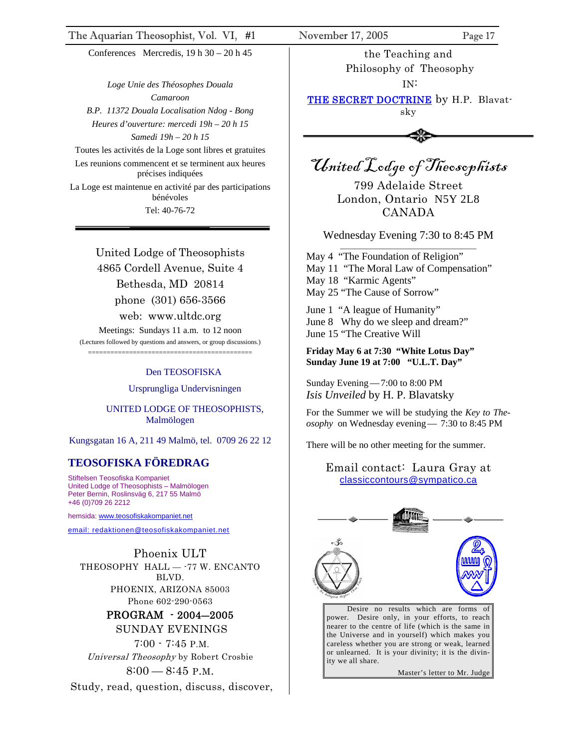Conferences Mercredis, 19 h 30 – 20 h 45

*Loge Unie des Théosophes Douala*

*Camaroon*

*B.P. 11372 Douala Localisation Ndog - Bong*

*Heures d'ouverture: mercedi 19h – 20 h 15*

*Samedi 19h – 20 h 15*

Toutes les activités de la Loge sont libres et gratuites

Les reunions commencent et se terminent aux heures précises indiquées

La Loge est maintenue en activité par des participations bénévoles

Tel: 40-76-72

---

United Lodge of Theosophists
4865 Cordell Avenue, Suite 4
Bethesda, MD 20814
phone (301) 656-3566
web: www.ultdc.org

Meetings: Sundays 11 a.m. to 12 noon

(Lectures followed by questions and answers, or group discussions.)

---

Den TEOSOFISKA

Ursprungliga Undervisningen

UNITED LODGE OF THEOSOPHISTS, Malmölogen

Kungsgatan 16 A, 211 49 Malmö, tel. 0709 26 22 12

## TEOSOFISKA FÖREDRAG

Stiftelsen Teosofiska Kompaniet
United Lodge of Theosophists – Malmölogen
Peter Bernin, Roslinsväg 6, 217 55 Malmö
+46 (0)709 26 2212

hemsida: www.teosofiskakompaniet.net

email: redaktionen@teosofiskakompaniet.net

Phoenix ULT

THEOSOPHY HALL — ·77 W. ENCANTO BLVD.
PHOENIX, ARIZONA 85003
Phone 602-290-0563

PROGRAM - 2004—2005

SUNDAY EVENINGS

7:00 - 7:45 P.M.

*Universal Theosophy* by Robert Crosbie

8:00 — 8:45 P.M.

Study, read, question, discuss, discover, the Teaching and Philosophy of Theosophy IN:

THE SECRET DOCTRINE by H.P. Blavatsky

---

## United Lodge of Theosophists

799 Adelaide Street
London, Ontario N5Y 2L8
CANADA

Wednesday Evening 7:30 to 8:45 PM

May 4 "The Foundation of Religion"
May 11 "The Moral Law of Compensation"
May 18 "Karmic Agents"
May 25 "The Cause of Sorrow"

June 1 "A league of Humanity"
June 8 Why do we sleep and dream?"
June 15 "The Creative Will

**Friday May 6 at 7:30 "White Lotus Day"**
**Sunday June 19 at 7:00 "U.L.T. Day"**

Sunday Evening—7:00 to 8:00 PM
*Isis Unveiled* by H. P. Blavatsky

For the Summer we will be studying the *Key to Theosophy* on Wednesday evening— 7:30 to 8:45 PM

There will be no other meeting for the summer.

Email contact: Laura Gray at classiccontours@sympatico.ca

Desire no results which are forms of power. Desire only, in your efforts, to reach nearer to the centre of life (which is the same in the Universe and in yourself) which makes you careless whether you are strong or weak, learned or unlearned. It is your divinity; it is the divinity we all share.

Master's letter to Mr. Judge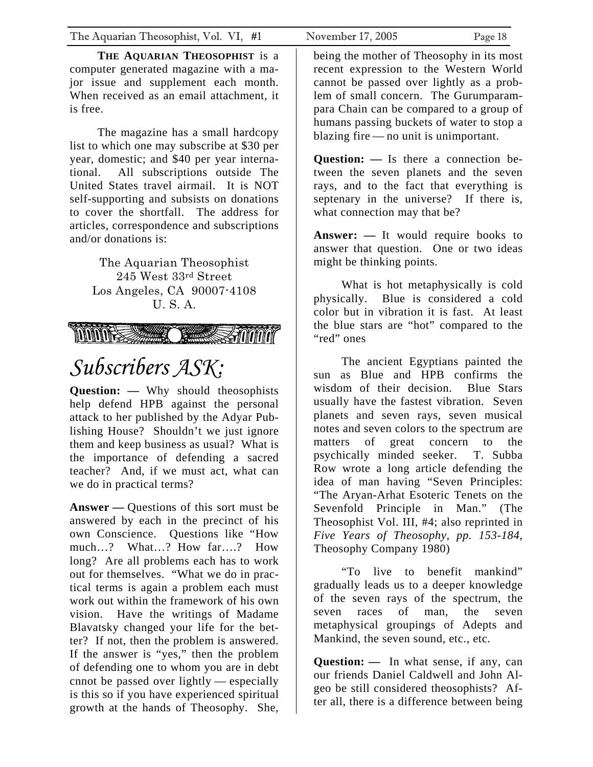**THE AQUARIAN THEOSOPHIST** is a computer generated magazine with a major issue and supplement each month. When received as an email attachment, it is free.

The magazine has a small hardcopy list to which one may subscribe at $30 per year, domestic; and $40 per year international. All subscriptions outside The United States travel airmail. It is NOT self-supporting and subsists on donations to cover the shortfall. The address for articles, correspondence and subscriptions and/or donations is:

The Aquarian Theosophist
245 West 33rd Street
Los Angeles, CA 90007-4108
U. S. A.

# *Subscribers ASK:*

**Question: —** Why should theosophists help defend HPB against the personal attack to her published by the Adyar Publishing House? Shouldn't we just ignore them and keep business as usual? What is the importance of defending a sacred teacher? And, if we must act, what can we do in practical terms?

**Answer —** Questions of this sort must be answered by each in the precinct of his own Conscience. Questions like "How much…? What…? How far….? How long? Are all problems each has to work out for themselves. "What we do in practical terms is again a problem each must work out within the framework of his own vision. Have the writings of Madame Blavatsky changed your life for the better? If not, then the problem is answered. If the answer is "yes," then the problem of defending one to whom you are in debt cnnot be passed over lightly — especially is this so if you have experienced spiritual growth at the hands of Theosophy. She, being the mother of Theosophy in its most recent expression to the Western World cannot be passed over lightly as a problem of small concern. The Gurumparampara Chain can be compared to a group of humans passing buckets of water to stop a blazing fire — no unit is unimportant.

**Question: —** Is there a connection between the seven planets and the seven rays, and to the fact that everything is septenary in the universe? If there is, what connection may that be?

**Answer: —** It would require books to answer that question. One or two ideas might be thinking points.

What is hot metaphysically is cold physically. Blue is considered a cold color but in vibration it is fast. At least the blue stars are "hot" compared to the "red" ones

The ancient Egyptians painted the sun as Blue and HPB confirms the wisdom of their decision. Blue Stars usually have the fastest vibration. Seven planets and seven rays, seven musical notes and seven colors to the spectrum are matters of great concern to the psychically minded seeker. T. Subba Row wrote a long article defending the idea of man having "Seven Principles: "The Aryan-Arhat Esoteric Tenets on the Sevenfold Principle in Man." (The Theosophist Vol. III, #4; also reprinted in *Five Years of Theosophy, pp. 153-184*, Theosophy Company 1980)

"To live to benefit mankind" gradually leads us to a deeper knowledge of the seven rays of the spectrum, the seven races of man, the seven metaphysical groupings of Adepts and Mankind, the seven sound, etc., etc.

**Question: —** In what sense, if any, can our friends Daniel Caldwell and John Algeo be still considered theosophists? After all, there is a difference between being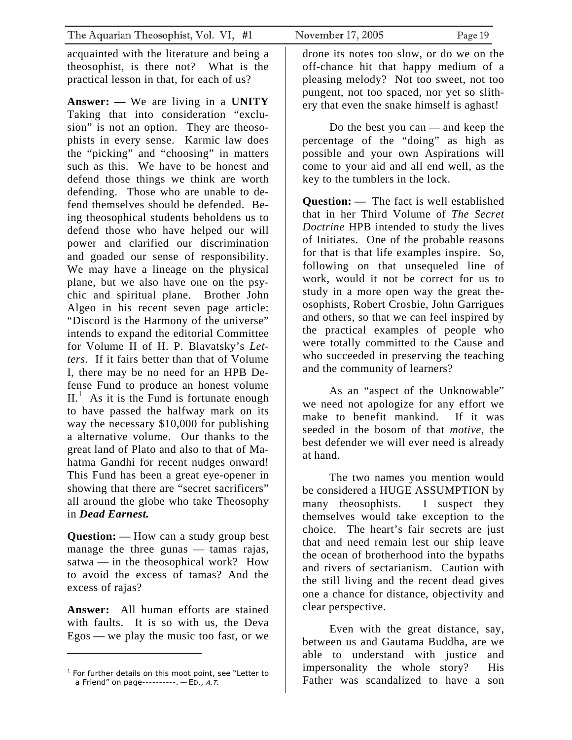acquainted with the literature and being a theosophist, is there not? What is the practical lesson in that, for each of us?

**Answer: —** We are living in a **UNITY** Taking that into consideration "exclusion" is not an option. They are theosophists in every sense. Karmic law does the "picking" and "choosing" in matters such as this. We have to be honest and defend those things we think are worth defending. Those who are unable to defend themselves should be defended. Being theosophical students beholdens us to defend those who have helped our will power and clarified our discrimination and goaded our sense of responsibility. We may have a lineage on the physical plane, but we also have one on the psychic and spiritual plane. Brother John Algeo in his recent seven page article: "Discord is the Harmony of the universe" intends to expand the editorial Committee for Volume II of H. P. Blavatsky's *Letters.* If it fairs better than that of Volume I, there may be no need for an HPB Defense Fund to produce an honest volume II.[1] As it is the Fund is fortunate enough to have passed the halfway mark on its way the necessary $10,000 for publishing a alternative volume. Our thanks to the great land of Plato and also to that of Mahatma Gandhi for recent nudges onward! This Fund has been a great eye-opener in showing that there are "secret sacrificers" all around the globe who take Theosophy in ***Dead Earnest.***

**Question: —** How can a study group best manage the three gunas — tamas rajas, satwa — in the theosophical work? How to avoid the excess of tamas? And the excess of rajas?

**Answer:** All human efforts are stained with faults. It is so with us, the Deva Egos — we play the music too fast, or we drone its notes too slow, or do we on the off-chance hit that happy medium of a pleasing melody? Not too sweet, not too pungent, not too spaced, nor yet so slithery that even the snake himself is aghast!

Do the best you can — and keep the percentage of the "doing" as high as possible and your own Aspirations will come to your aid and all end well, as the key to the tumblers in the lock.

**Question: —** The fact is well established that in her Third Volume of *The Secret Doctrine* HPB intended to study the lives of Initiates. One of the probable reasons for that is that life examples inspire. So, following on that unsequeled line of work, would it not be correct for us to study in a more open way the great theosophists, Robert Crosbie, John Garrigues and others, so that we can feel inspired by the practical examples of people who were totally committed to the Cause and who succeeded in preserving the teaching and the community of learners?

As an "aspect of the Unknowable" we need not apologize for any effort we make to benefit mankind. If it was seeded in the bosom of that *motive*, the best defender we will ever need is already at hand.

The two names you mention would be considered a HUGE ASSUMPTION by many theosophists. I suspect they themselves would take exception to the choice. The heart's fair secrets are just that and need remain lest our ship leave the ocean of brotherhood into the bypaths and rivers of sectarianism. Caution with the still living and the recent dead gives one a chance for distance, objectivity and clear perspective.

Even with the great distance, say, between us and Gautama Buddha, are we able to understand with justice and impersonality the whole story? His Father was scandalized to have a son

---

[1] For further details on this moot point, see "Letter to a Friend" on page----------. — ED., *A.T.*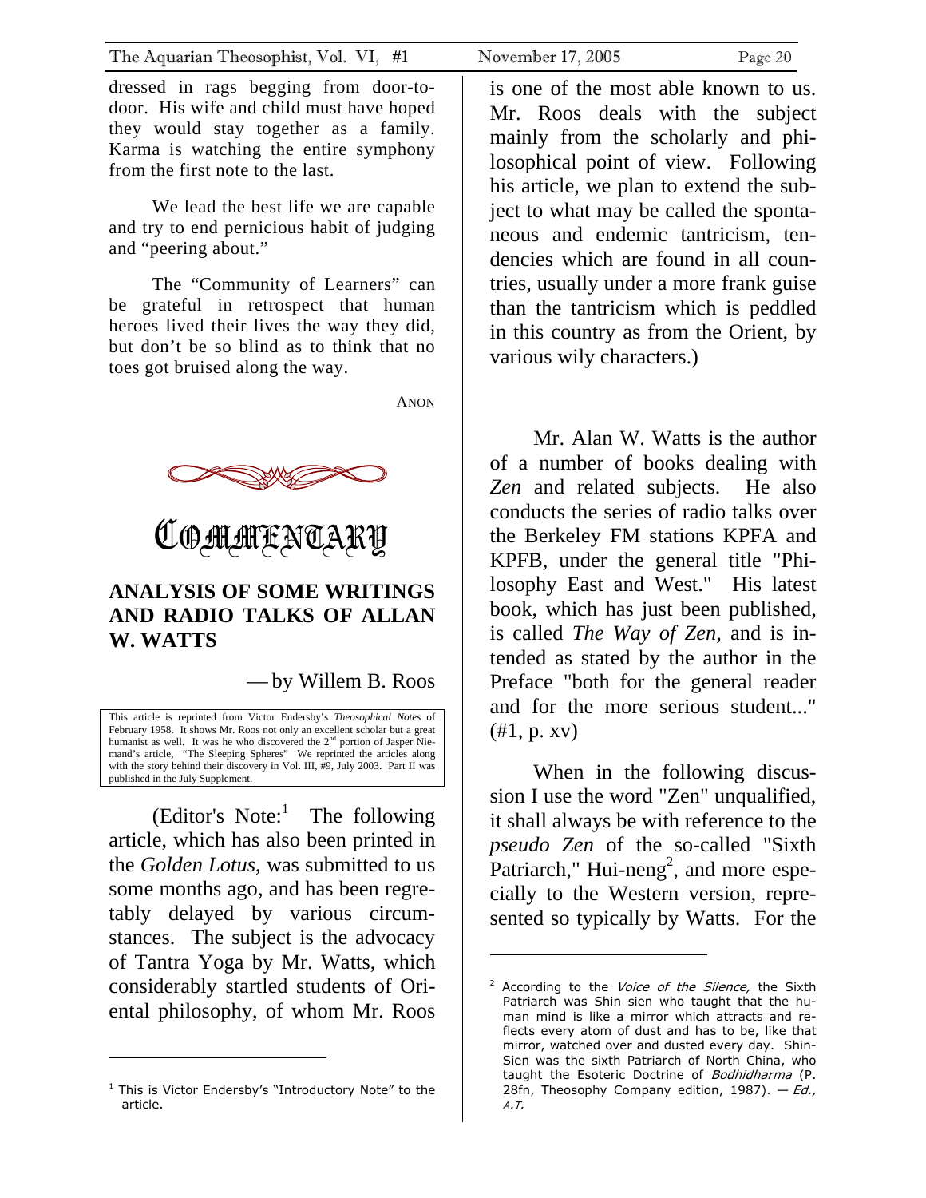dressed in rags begging from door-to-door. His wife and child must have hoped they would stay together as a family. Karma is watching the entire symphony from the first note to the last.

We lead the best life we are capable and try to end pernicious habit of judging and "peering about."

The "Community of Learners" can be grateful in retrospect that human heroes lived their lives the way they did, but don't be so blind as to think that no toes got bruised along the way.

ANON

# COMMENTARY

## ANALYSIS OF SOME WRITINGS AND RADIO TALKS OF ALLAN W. WATTS

— by Willem B. Roos

This article is reprinted from Victor Endersby's *Theosophical Notes* of February 1958. It shows Mr. Roos not only an excellent scholar but a great humanist as well. It was he who discovered the 2nd portion of Jasper Niemand's article, "The Sleeping Spheres" We reprinted the articles along with the story behind their discovery in Vol. III, #9, July 2003. Part II was published in the July Supplement.

(Editor's Note:[1] The following article, which has also been printed in the *Golden Lotus*, was submitted to us some months ago, and has been regretably delayed by various circumstances. The subject is the advocacy of Tantra Yoga by Mr. Watts, which considerably startled students of Oriental philosophy, of whom Mr. Roos is one of the most able known to us. Mr. Roos deals with the subject mainly from the scholarly and philosophical point of view. Following his article, we plan to extend the subject to what may be called the spontaneous and endemic tantricism, tendencies which are found in all countries, usually under a more frank guise than the tantricism which is peddled in this country as from the Orient, by various wily characters.)

Mr. Alan W. Watts is the author of a number of books dealing with *Zen* and related subjects. He also conducts the series of radio talks over the Berkeley FM stations KPFA and KPFB, under the general title "Philosophy East and West." His latest book, which has just been published, is called *The Way of Zen*, and is intended as stated by the author in the Preface "both for the general reader and for the more serious student..." (#1, p. xv)

When in the following discussion I use the word "Zen" unqualified, it shall always be with reference to the *pseudo Zen* of the so-called "Sixth Patriarch," Hui-neng[2], and more especially to the Western version, represented so typically by Watts. For the

---

[1] This is Victor Endersby's "Introductory Note" to the article.

[2] According to the *Voice of the Silence,* the Sixth Patriarch was Shin sien who taught that the human mind is like a mirror which attracts and reflects every atom of dust and has to be, like that mirror, watched over and dusted every day. Shin-Sien was the sixth Patriarch of North China, who taught the Esoteric Doctrine of *Bodhidharma* (P. 28fn, Theosophy Company edition, 1987). — *Ed., A.T.*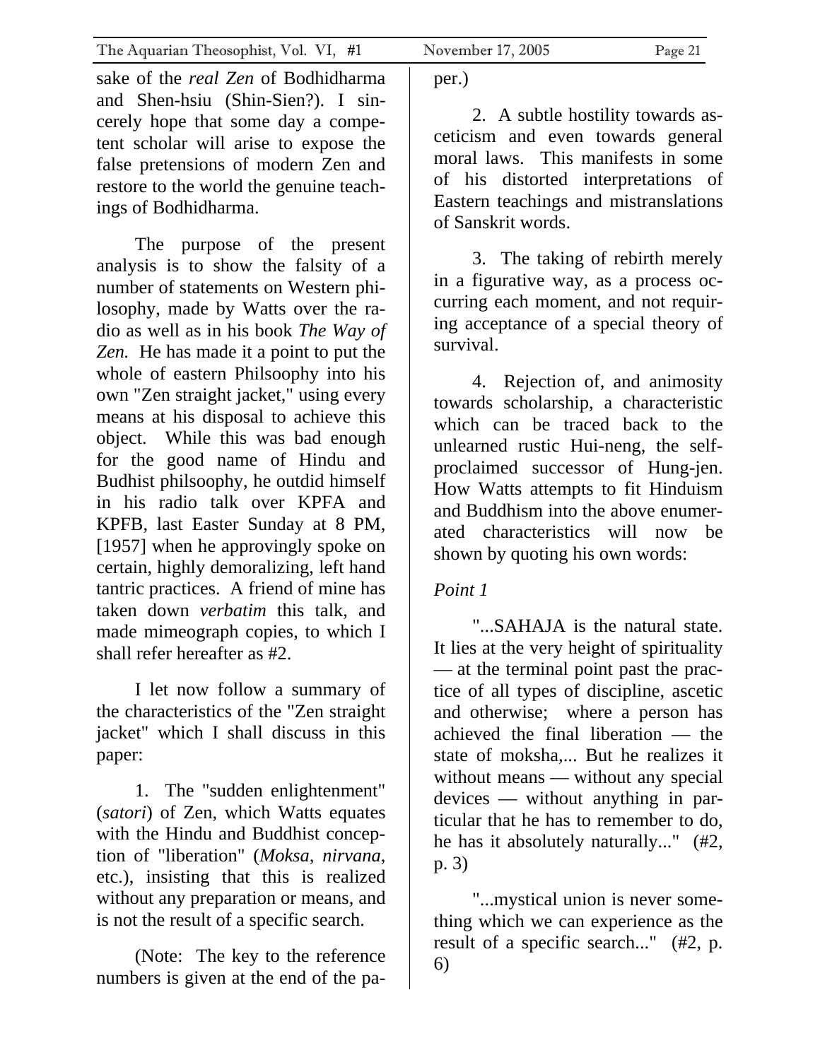sake of the *real Zen* of Bodhidharma and Shen-hsiu (Shin-Sien?). I sincerely hope that some day a competent scholar will arise to expose the false pretensions of modern Zen and restore to the world the genuine teachings of Bodhidharma.

The purpose of the present analysis is to show the falsity of a number of statements on Western philosophy, made by Watts over the radio as well as in his book *The Way of Zen.* He has made it a point to put the whole of eastern Philsoophy into his own "Zen straight jacket," using every means at his disposal to achieve this object. While this was bad enough for the good name of Hindu and Budhist philsoophy, he outdid himself in his radio talk over KPFA and KPFB, last Easter Sunday at 8 PM, [1957] when he approvingly spoke on certain, highly demoralizing, left hand tantric practices. A friend of mine has taken down *verbatim* this talk, and made mimeograph copies, to which I shall refer hereafter as #2.

I let now follow a summary of the characteristics of the "Zen straight jacket" which I shall discuss in this paper:

1. The "sudden enlightenment" (*satori*) of Zen, which Watts equates with the Hindu and Buddhist conception of "liberation" (*Moksa, nirvana,* etc.), insisting that this is realized without any preparation or means, and is not the result of a specific search.

(Note: The key to the reference numbers is given at the end of the paper.)

2. A subtle hostility towards asceticism and even towards general moral laws. This manifests in some of his distorted interpretations of Eastern teachings and mistranslations of Sanskrit words.

3. The taking of rebirth merely in a figurative way, as a process occurring each moment, and not requiring acceptance of a special theory of survival.

4. Rejection of, and animosity towards scholarship, a characteristic which can be traced back to the unlearned rustic Hui-neng, the self-proclaimed successor of Hung-jen. How Watts attempts to fit Hinduism and Buddhism into the above enumerated characteristics will now be shown by quoting his own words:

*Point 1*

"...SAHAJA is the natural state. It lies at the very height of spirituality — at the terminal point past the practice of all types of discipline, ascetic and otherwise; where a person has achieved the final liberation — the state of moksha,... But he realizes it without means — without any special devices — without anything in particular that he has to remember to do, he has it absolutely naturally..." (#2, p. 3)

"...mystical union is never something which we can experience as the result of a specific search..." (#2, p. 6)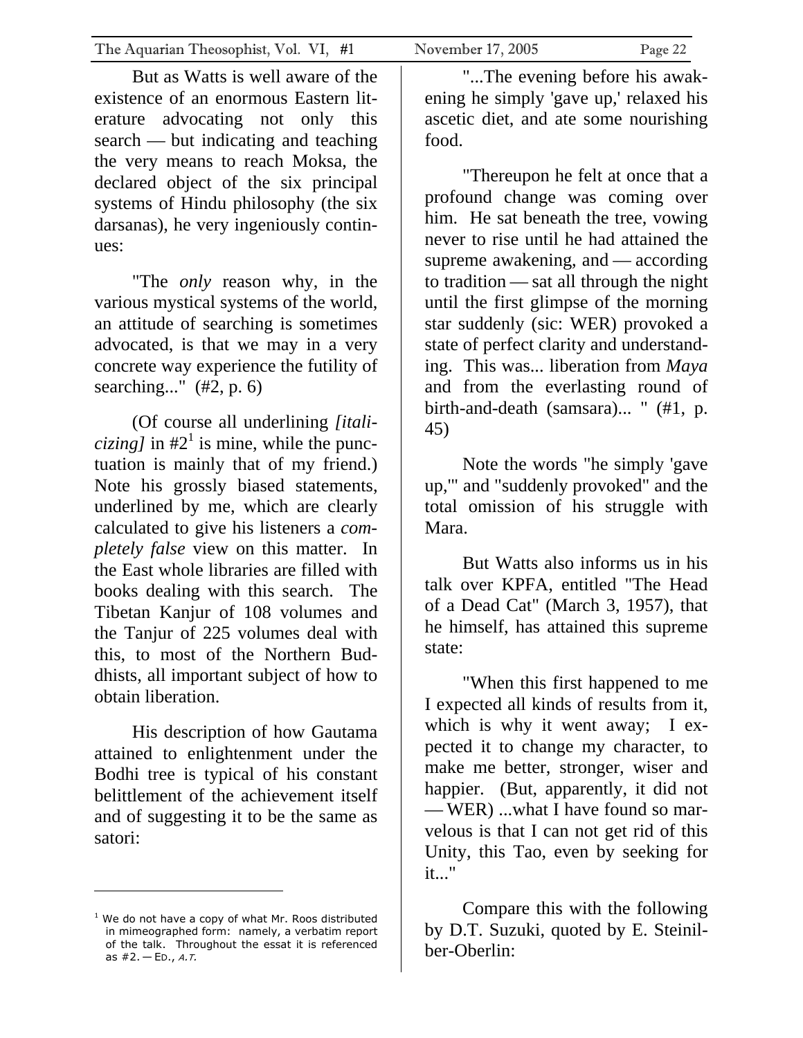But as Watts is well aware of the existence of an enormous Eastern literature advocating not only this search — but indicating and teaching the very means to reach Moksa, the declared object of the six principal systems of Hindu philosophy (the six darsanas), he very ingeniously continues:

"The *only* reason why, in the various mystical systems of the world, an attitude of searching is sometimes advocated, is that we may in a very concrete way experience the futility of searching..." (#2, p. 6)

(Of course all underlining *[italicizing]* in #2[1] is mine, while the punctuation is mainly that of my friend.) Note his grossly biased statements, underlined by me, which are clearly calculated to give his listeners a *completely false* view on this matter. In the East whole libraries are filled with books dealing with this search. The Tibetan Kanjur of 108 volumes and the Tanjur of 225 volumes deal with this, to most of the Northern Buddhists, all important subject of how to obtain liberation.

His description of how Gautama attained to enlightenment under the Bodhi tree is typical of his constant belittlement of the achievement itself and of suggesting it to be the same as satori:

"...The evening before his awakening he simply 'gave up,' relaxed his ascetic diet, and ate some nourishing food.

"Thereupon he felt at once that a profound change was coming over him. He sat beneath the tree, vowing never to rise until he had attained the supreme awakening, and — according to tradition — sat all through the night until the first glimpse of the morning star suddenly (sic: WER) provoked a state of perfect clarity and understanding. This was... liberation from *Maya* and from the everlasting round of birth-and-death (samsara)... " (#1, p. 45)

Note the words "he simply 'gave up,'" and "suddenly provoked" and the total omission of his struggle with Mara.

But Watts also informs us in his talk over KPFA, entitled "The Head of a Dead Cat" (March 3, 1957), that he himself, has attained this supreme state:

"When this first happened to me I expected all kinds of results from it, which is why it went away; I expected it to change my character, to make me better, stronger, wiser and happier. (But, apparently, it did not — WER) ...what I have found so marvelous is that I can not get rid of this Unity, this Tao, even by seeking for it..."

Compare this with the following by D.T. Suzuki, quoted by E. Steinilber-Oberlin:

---

[1] We do not have a copy of what Mr. Roos distributed in mimeographed form: namely, a verbatim report of the talk. Throughout the essat it is referenced as #2. — ED., *A.T.*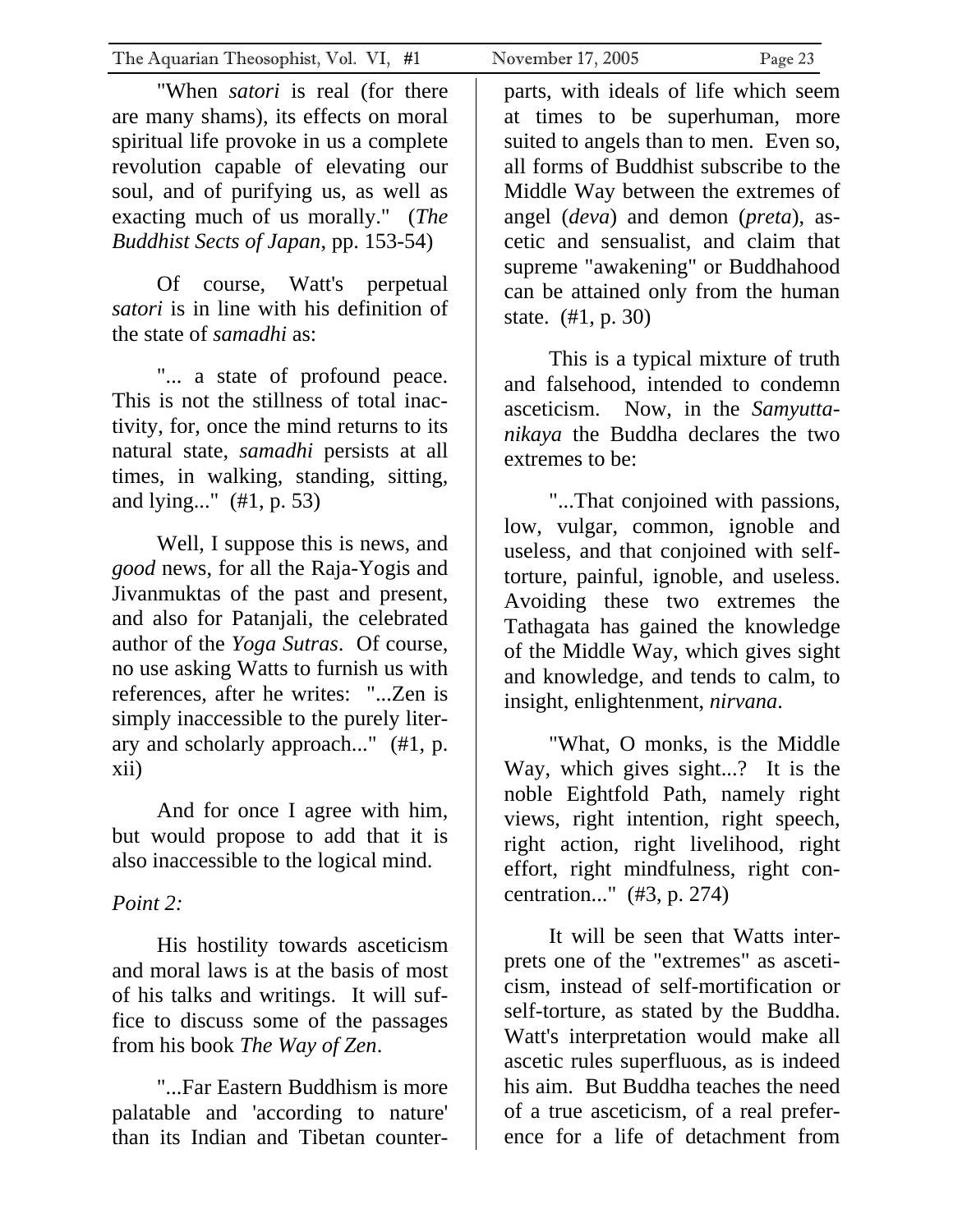"When *satori* is real (for there are many shams), its effects on moral spiritual life provoke in us a complete revolution capable of elevating our soul, and of purifying us, as well as exacting much of us morally." (*The Buddhist Sects of Japan*, pp. 153-54)

Of course, Watt's perpetual *satori* is in line with his definition of the state of *samadhi* as:

"... a state of profound peace. This is not the stillness of total inactivity, for, once the mind returns to its natural state, *samadhi* persists at all times, in walking, standing, sitting, and lying..." (#1, p. 53)

Well, I suppose this is news, and *good* news, for all the Raja-Yogis and Jivanmuktas of the past and present, and also for Patanjali, the celebrated author of the *Yoga Sutras*. Of course, no use asking Watts to furnish us with references, after he writes: "...Zen is simply inaccessible to the purely literary and scholarly approach..." (#1, p. xii)

And for once I agree with him, but would propose to add that it is also inaccessible to the logical mind.

*Point 2:*

His hostility towards asceticism and moral laws is at the basis of most of his talks and writings. It will suffice to discuss some of the passages from his book *The Way of Zen*.

"...Far Eastern Buddhism is more palatable and 'according to nature' than its Indian and Tibetan counterparts, with ideals of life which seem at times to be superhuman, more suited to angels than to men. Even so, all forms of Buddhist subscribe to the Middle Way between the extremes of angel (*deva*) and demon (*preta*), ascetic and sensualist, and claim that supreme "awakening" or Buddhahood can be attained only from the human state. (#1, p. 30)

This is a typical mixture of truth and falsehood, intended to condemn asceticism. Now, in the *Samyutta-nikaya* the Buddha declares the two extremes to be:

"...That conjoined with passions, low, vulgar, common, ignoble and useless, and that conjoined with self-torture, painful, ignoble, and useless. Avoiding these two extremes the Tathagata has gained the knowledge of the Middle Way, which gives sight and knowledge, and tends to calm, to insight, enlightenment, *nirvana*.

"What, O monks, is the Middle Way, which gives sight...? It is the noble Eightfold Path, namely right views, right intention, right speech, right action, right livelihood, right effort, right mindfulness, right concentration..." (#3, p. 274)

It will be seen that Watts interprets one of the "extremes" as asceticism, instead of self-mortification or self-torture, as stated by the Buddha. Watt's interpretation would make all ascetic rules superfluous, as is indeed his aim. But Buddha teaches the need of a true asceticism, of a real preference for a life of detachment from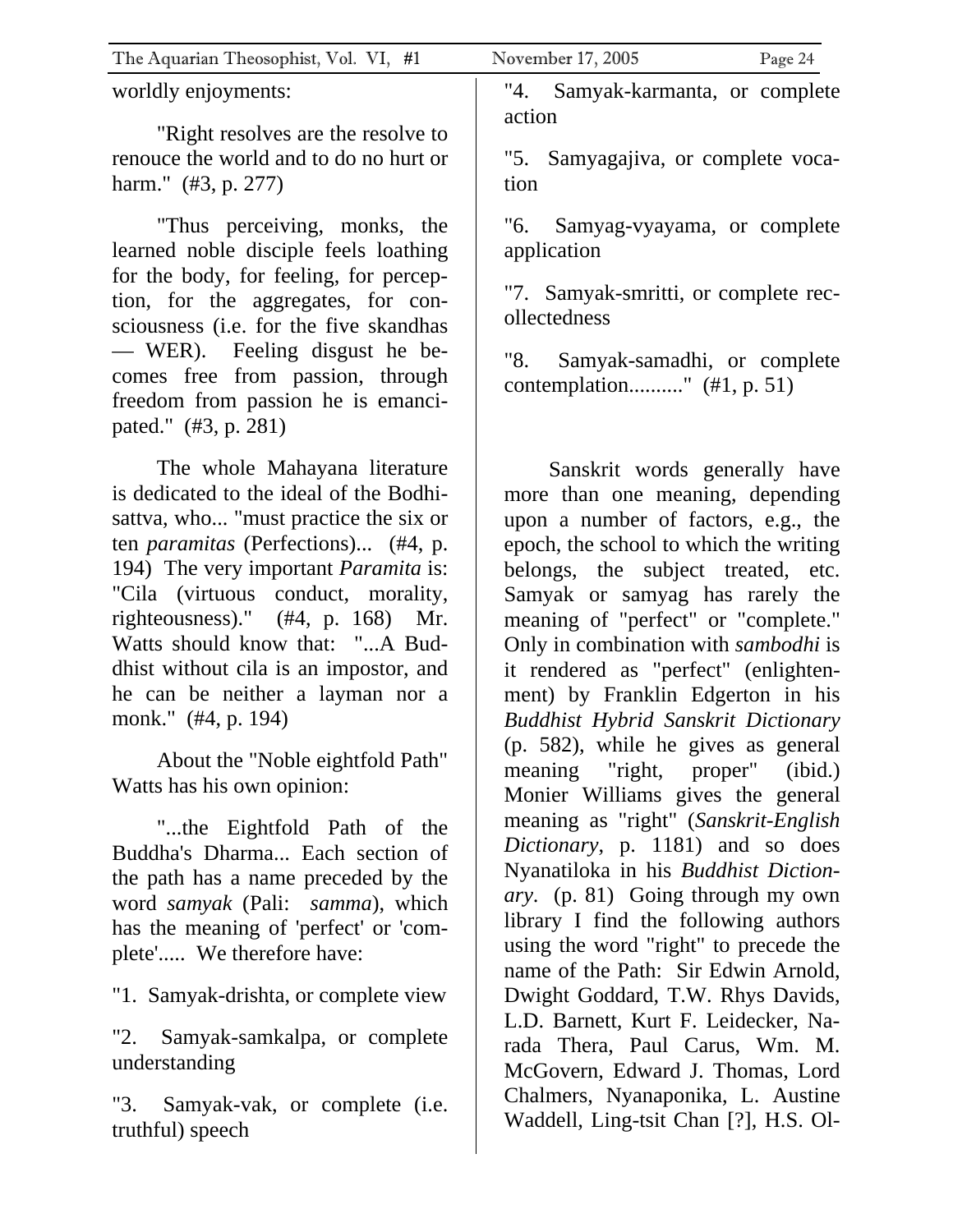worldly enjoyments:

"Right resolves are the resolve to renouce the world and to do no hurt or harm." (#3, p. 277)

"Thus perceiving, monks, the learned noble disciple feels loathing for the body, for feeling, for perception, for the aggregates, for consciousness (i.e. for the five skandhas — WER). Feeling disgust he becomes free from passion, through freedom from passion he is emancipated." (#3, p. 281)

The whole Mahayana literature is dedicated to the ideal of the Bodhisattva, who... "must practice the six or ten *paramitas* (Perfections)... (#4, p. 194) The very important *Paramita* is: "Cila (virtuous conduct, morality, righteousness)." (#4, p. 168) Mr. Watts should know that: "...A Buddhist without cila is an impostor, and he can be neither a layman nor a monk." (#4, p. 194)

About the "Noble eightfold Path" Watts has his own opinion:

"...the Eightfold Path of the Buddha's Dharma... Each section of the path has a name preceded by the word *samyak* (Pali: *samma*), which has the meaning of 'perfect' or 'complete'..... We therefore have:

"1. Samyak-drishta, or complete view

"2. Samyak-samkalpa, or complete understanding

"3. Samyak-vak, or complete (i.e. truthful) speech

"4. Samyak-karmanta, or complete action

"5. Samyagajiva, or complete vocation

"6. Samyag-vyayama, or complete application

"7. Samyak-smritti, or complete recollectedness

"8. Samyak-samadhi, or complete contemplation.........." (#1, p. 51)

Sanskrit words generally have more than one meaning, depending upon a number of factors, e.g., the epoch, the school to which the writing belongs, the subject treated, etc. Samyak or samyag has rarely the meaning of "perfect" or "complete." Only in combination with *sambodhi* is it rendered as "perfect" (enlightenment) by Franklin Edgerton in his *Buddhist Hybrid Sanskrit Dictionary* (p. 582), while he gives as general meaning "right, proper" (ibid.) Monier Williams gives the general meaning as "right" (*Sanskrit-English Dictionary*, p. 1181) and so does Nyanatiloka in his *Buddhist Dictionary*. (p. 81) Going through my own library I find the following authors using the word "right" to precede the name of the Path: Sir Edwin Arnold, Dwight Goddard, T.W. Rhys Davids, L.D. Barnett, Kurt F. Leidecker, Narada Thera, Paul Carus, Wm. M. McGovern, Edward J. Thomas, Lord Chalmers, Nyanaponika, L. Austine Waddell, Ling-tsit Chan [?], H.S. Ol-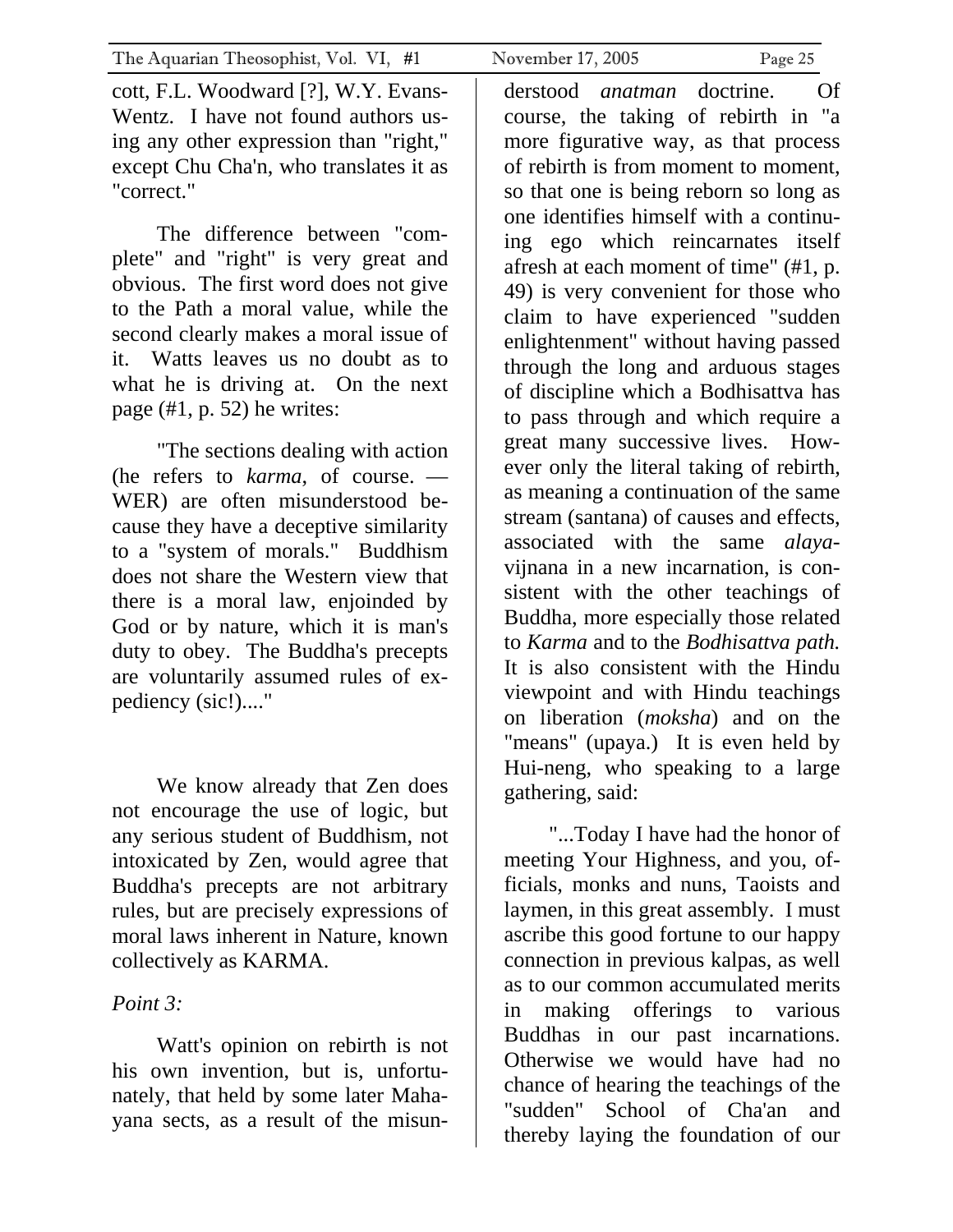cott, F.L. Woodward [?], W.Y. Evans-Wentz. I have not found authors using any other expression than "right," except Chu Cha'n, who translates it as "correct."

The difference between "complete" and "right" is very great and obvious. The first word does not give to the Path a moral value, while the second clearly makes a moral issue of it. Watts leaves us no doubt as to what he is driving at. On the next page (#1, p. 52) he writes:

"The sections dealing with action (he refers to *karma*, of course. — WER) are often misunderstood because they have a deceptive similarity to a "system of morals." Buddhism does not share the Western view that there is a moral law, enjoinded by God or by nature, which it is man's duty to obey. The Buddha's precepts are voluntarily assumed rules of expediency (sic!)...."

We know already that Zen does not encourage the use of logic, but any serious student of Buddhism, not intoxicated by Zen, would agree that Buddha's precepts are not arbitrary rules, but are precisely expressions of moral laws inherent in Nature, known collectively as KARMA.

*Point 3:*

Watt's opinion on rebirth is not his own invention, but is, unfortunately, that held by some later Mahayana sects, as a result of the misunderstood *anatman* doctrine. Of course, the taking of rebirth in "a more figurative way, as that process of rebirth is from moment to moment, so that one is being reborn so long as one identifies himself with a continuing ego which reincarnates itself afresh at each moment of time" (#1, p. 49) is very convenient for those who claim to have experienced "sudden enlightenment" without having passed through the long and arduous stages of discipline which a Bodhisattva has to pass through and which require a great many successive lives. However only the literal taking of rebirth, as meaning a continuation of the same stream (santana) of causes and effects, associated with the same *alaya*-vijnana in a new incarnation, is consistent with the other teachings of Buddha, more especially those related to *Karma* and to the *Bodhisattva path.* It is also consistent with the Hindu viewpoint and with Hindu teachings on liberation (*moksha*) and on the "means" (upaya.) It is even held by Hui-neng, who speaking to a large gathering, said:

"...Today I have had the honor of meeting Your Highness, and you, officials, monks and nuns, Taoists and laymen, in this great assembly. I must ascribe this good fortune to our happy connection in previous kalpas, as well as to our common accumulated merits in making offerings to various Buddhas in our past incarnations. Otherwise we would have had no chance of hearing the teachings of the "sudden" School of Cha'an and thereby laying the foundation of our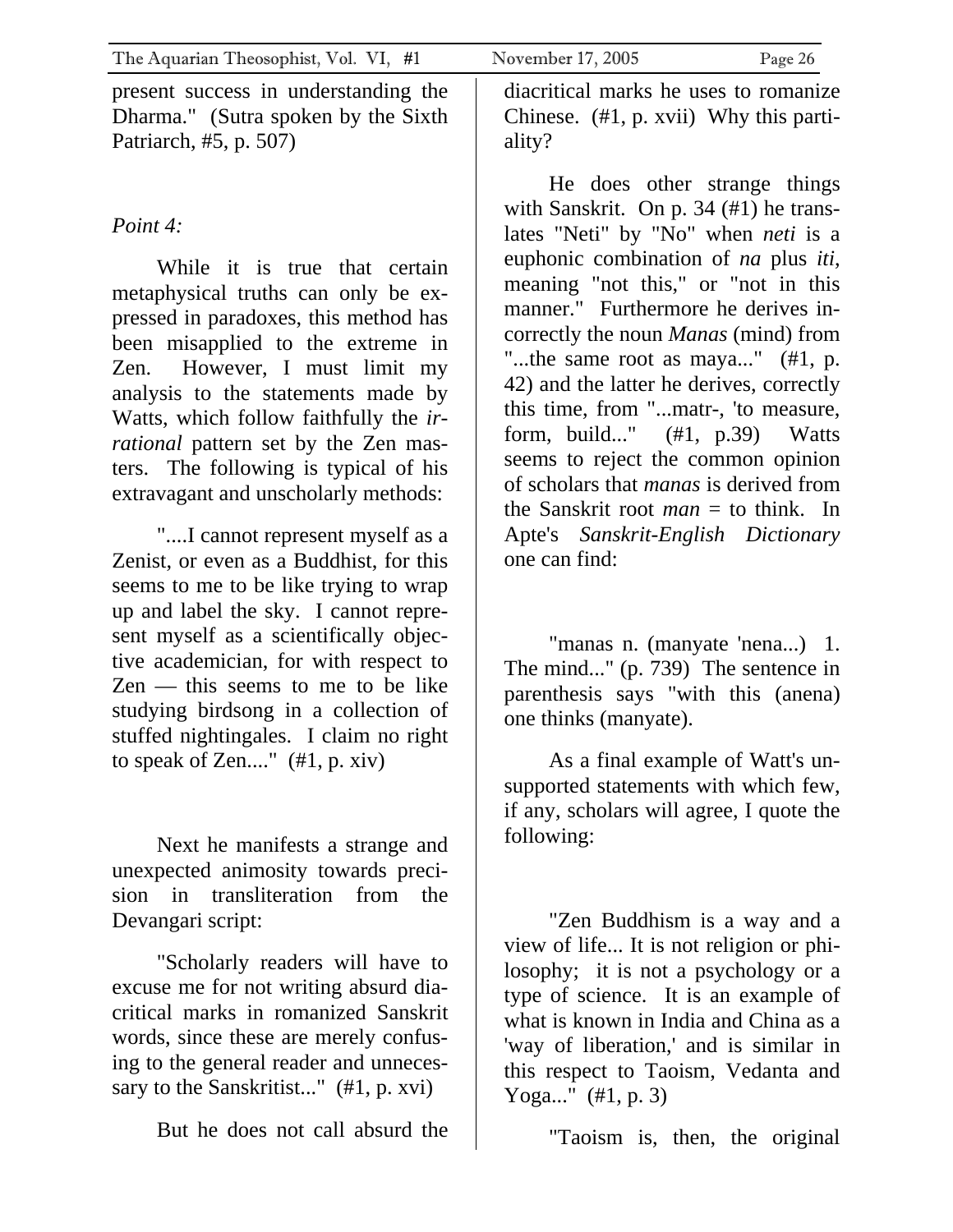present success in understanding the Dharma."  (Sutra spoken by the Sixth Patriarch, #5, p. 507)

*Point 4:*

While it is true that certain metaphysical truths can only be expressed in paradoxes, this method has been misapplied to the extreme in Zen.  However, I must limit my analysis to the statements made by Watts, which follow faithfully the *irrational* pattern set by the Zen masters.  The following is typical of his extravagant and unscholarly methods:

"....I cannot represent myself as a Zenist, or even as a Buddhist, for this seems to me to be like trying to wrap up and label the sky.  I cannot represent myself as a scientifically objective academician, for with respect to Zen — this seems to me to be like studying birdsong in a collection of stuffed nightingales.  I claim no right to speak of Zen...."  (#1, p. xiv)

Next he manifests a strange and unexpected animosity towards precision in transliteration from the Devangari script:

"Scholarly readers will have to excuse me for not writing absurd diacritical marks in romanized Sanskrit words, since these are merely confusing to the general reader and unnecessary to the Sanskritist..."  (#1, p. xvi)

But he does not call absurd the diacritical marks he uses to romanize Chinese.  (#1, p. xvii)  Why this partiality?

He does other strange things with Sanskrit.  On p. 34 (#1) he translates "Neti" by "No" when *neti* is a euphonic combination of *na* plus *iti*, meaning "not this," or "not in this manner."  Furthermore he derives incorrectly the noun *Manas* (mind) from "...the same root as maya..."  (#1, p. 42) and the latter he derives, correctly this time, from "...matr-, 'to measure, form, build..."  (#1, p.39)  Watts seems to reject the common opinion of scholars that *manas* is derived from the Sanskrit root *man* = to think.  In Apte's *Sanskrit-English Dictionary* one can find:

"manas n. (manyate 'nena...)  1. The mind..." (p. 739)  The sentence in parenthesis says "with this (anena) one thinks (manyate).

As a final example of Watt's unsupported statements with which few, if any, scholars will agree, I quote the following:

"Zen Buddhism is a way and a view of life... It is not religion or philosophy;  it is not a psychology or a type of science.  It is an example of what is known in India and China as a 'way of liberation,' and is similar in this respect to Taoism, Vedanta and Yoga..."  (#1, p. 3)

"Taoism is, then, the original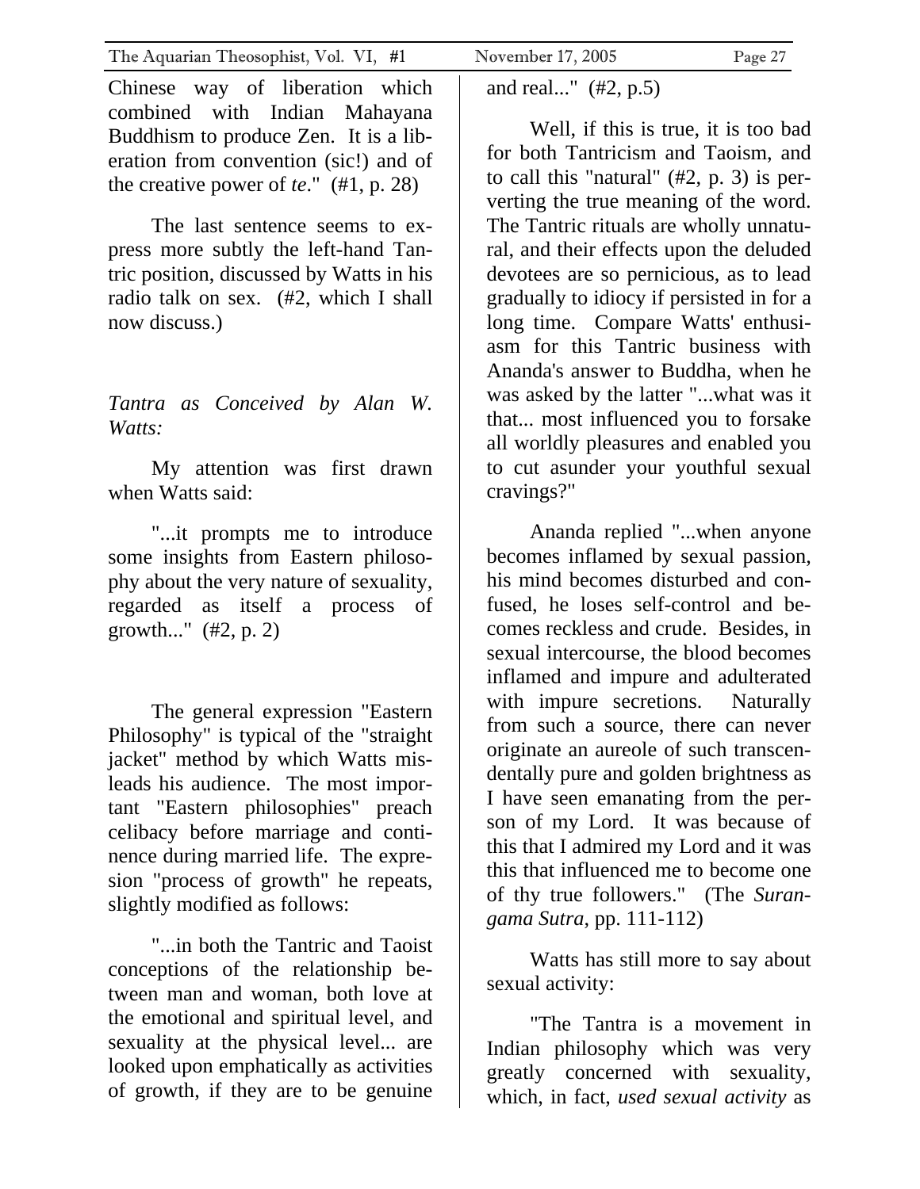Chinese way of liberation which combined with Indian Mahayana Buddhism to produce Zen. It is a liberation from convention (sic!) and of the creative power of *te*." (#1, p. 28)

The last sentence seems to express more subtly the left-hand Tantric position, discussed by Watts in his radio talk on sex. (#2, which I shall now discuss.)

*Tantra as Conceived by Alan W. Watts:*

My attention was first drawn when Watts said:

"...it prompts me to introduce some insights from Eastern philosophy about the very nature of sexuality, regarded as itself a process of growth..." (#2, p. 2)

The general expression "Eastern Philosophy" is typical of the "straight jacket" method by which Watts misleads his audience. The most important "Eastern philosophies" preach celibacy before marriage and continence during married life. The expresion "process of growth" he repeats, slightly modified as follows:

"...in both the Tantric and Taoist conceptions of the relationship between man and woman, both love at the emotional and spiritual level, and sexuality at the physical level... are looked upon emphatically as activities of growth, if they are to be genuine and real..." (#2, p.5)

Well, if this is true, it is too bad for both Tantricism and Taoism, and to call this "natural" (#2, p. 3) is perverting the true meaning of the word. The Tantric rituals are wholly unnatural, and their effects upon the deluded devotees are so pernicious, as to lead gradually to idiocy if persisted in for a long time. Compare Watts' enthusiasm for this Tantric business with Ananda's answer to Buddha, when he was asked by the latter "...what was it that... most influenced you to forsake all worldly pleasures and enabled you to cut asunder your youthful sexual cravings?"

Ananda replied "...when anyone becomes inflamed by sexual passion, his mind becomes disturbed and confused, he loses self-control and becomes reckless and crude. Besides, in sexual intercourse, the blood becomes inflamed and impure and adulterated with impure secretions. Naturally from such a source, there can never originate an aureole of such transcendentally pure and golden brightness as I have seen emanating from the person of my Lord. It was because of this that I admired my Lord and it was this that influenced me to become one of thy true followers." (The *Surangama Sutra*, pp. 111-112)

Watts has still more to say about sexual activity:

"The Tantra is a movement in Indian philosophy which was very greatly concerned with sexuality, which, in fact, *used sexual activity* as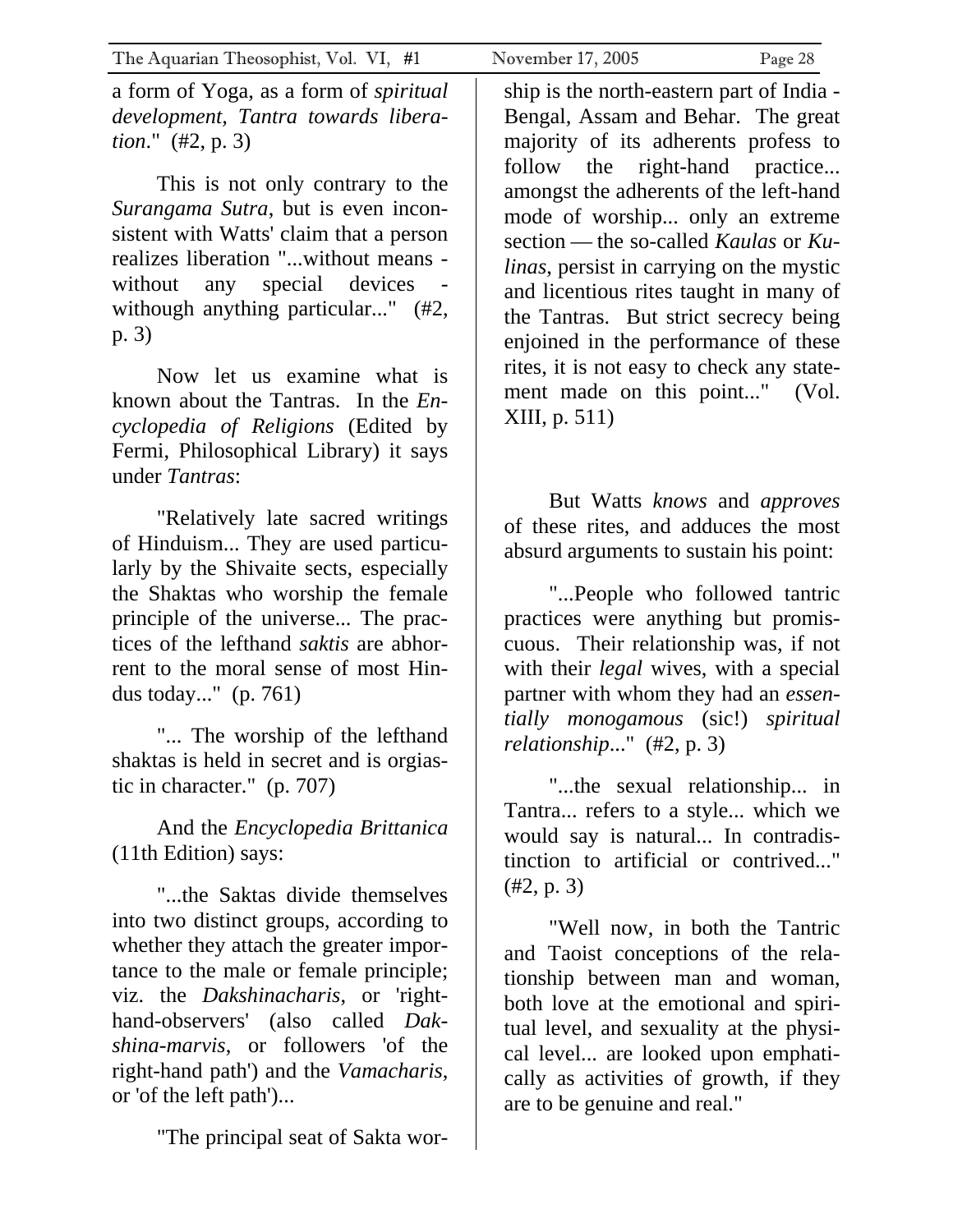a form of Yoga, as a form of *spiritual development, Tantra towards liberation*." (#2, p. 3)

This is not only contrary to the *Surangama Sutra*, but is even inconsistent with Watts' claim that a person realizes liberation "...without means - without any special devices - withough anything particular..." (#2, p. 3)

Now let us examine what is known about the Tantras. In the *Encyclopedia of Religions* (Edited by Fermi, Philosophical Library) it says under *Tantras*:

"Relatively late sacred writings of Hinduism... They are used particularly by the Shivaite sects, especially the Shaktas who worship the female principle of the universe... The practices of the lefthand *saktis* are abhorrent to the moral sense of most Hindus today..." (p. 761)

"... The worship of the lefthand shaktas is held in secret and is orgiastic in character." (p. 707)

And the *Encyclopedia Brittanica* (11th Edition) says:

"...the Saktas divide themselves into two distinct groups, according to whether they attach the greater importance to the male or female principle; viz. the *Dakshinacharis*, or 'right-hand-observers' (also called *Dakshina-marvis*, or followers 'of the right-hand path') and the *Vamacharis*, or 'of the left path')...

"The principal seat of Sakta worship is the north-eastern part of India - Bengal, Assam and Behar. The great majority of its adherents profess to follow the right-hand practice... amongst the adherents of the left-hand mode of worship... only an extreme section — the so-called *Kaulas* or *Kulinas*, persist in carrying on the mystic and licentious rites taught in many of the Tantras. But strict secrecy being enjoined in the performance of these rites, it is not easy to check any statement made on this point..." (Vol. XIII, p. 511)

But Watts *knows* and *approves* of these rites, and adduces the most absurd arguments to sustain his point:

"...People who followed tantric practices were anything but promiscuous. Their relationship was, if not with their *legal* wives, with a special partner with whom they had an *essentially monogamous* (sic!) *spiritual relationship*..." (#2, p. 3)

"...the sexual relationship... in Tantra... refers to a style... which we would say is natural... In contradistinction to artificial or contrived..." (#2, p. 3)

"Well now, in both the Tantric and Taoist conceptions of the relationship between man and woman, both love at the emotional and spiritual level, and sexuality at the physical level... are looked upon emphatically as activities of growth, if they are to be genuine and real."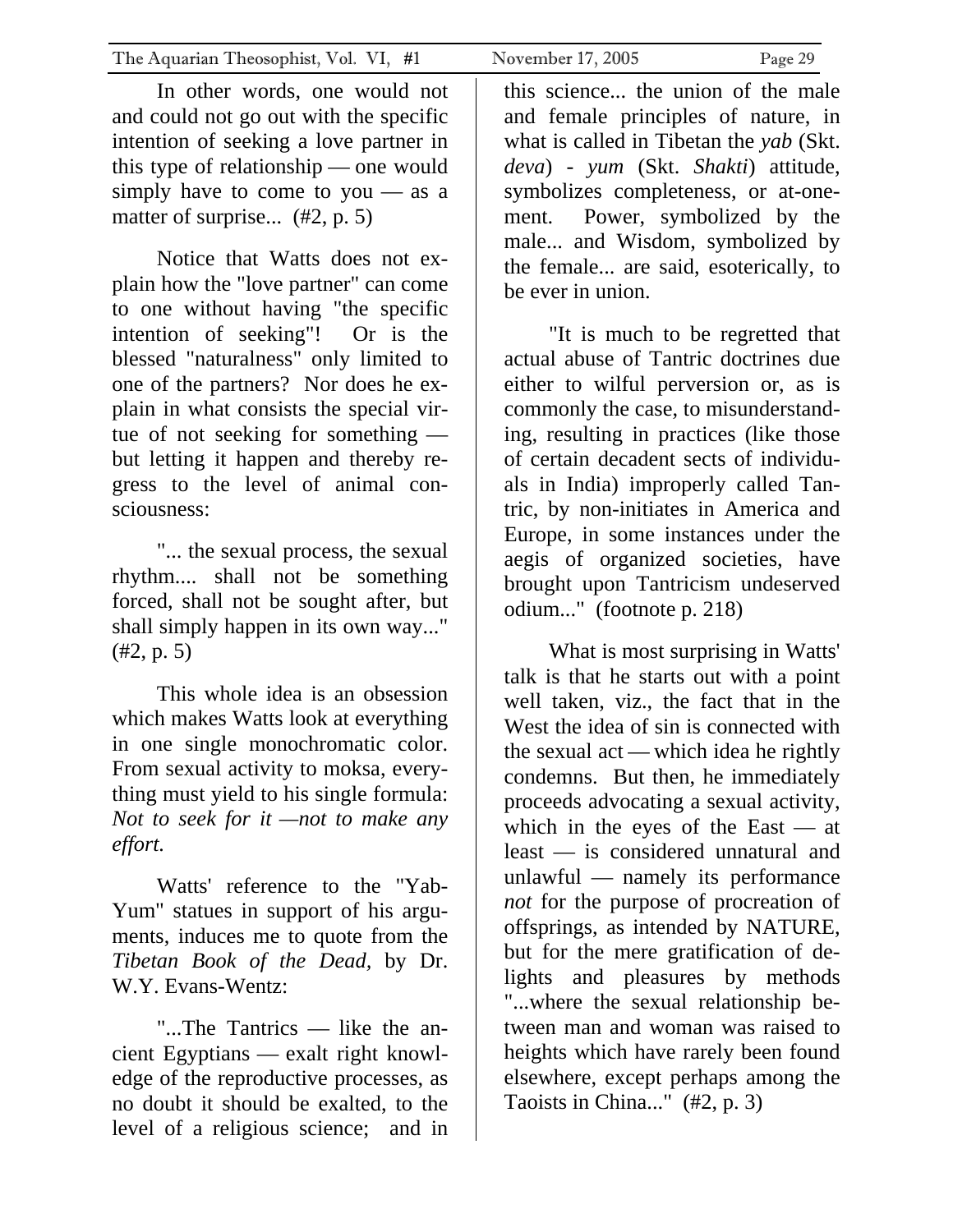In other words, one would not and could not go out with the specific intention of seeking a love partner in this type of relationship — one would simply have to come to you — as a matter of surprise... (#2, p. 5)

Notice that Watts does not explain how the "love partner" can come to one without having "the specific intention of seeking"! Or is the blessed "naturalness" only limited to one of the partners? Nor does he explain in what consists the special virtue of not seeking for something — but letting it happen and thereby regress to the level of animal consciousness:

"... the sexual process, the sexual rhythm.... shall not be something forced, shall not be sought after, but shall simply happen in its own way..." (#2, p. 5)

This whole idea is an obsession which makes Watts look at everything in one single monochromatic color. From sexual activity to moksa, everything must yield to his single formula: *Not to seek for it —not to make any effort.*

Watts' reference to the "Yab-Yum" statues in support of his arguments, induces me to quote from the *Tibetan Book of the Dead*, by Dr. W.Y. Evans-Wentz:

"...The Tantrics — like the ancient Egyptians — exalt right knowledge of the reproductive processes, as no doubt it should be exalted, to the level of a religious science; and in this science... the union of the male and female principles of nature, in what is called in Tibetan the *yab* (Skt. *deva*) - *yum* (Skt. *Shakti*) attitude, symbolizes completeness, or at-one-ment. Power, symbolized by the male... and Wisdom, symbolized by the female... are said, esoterically, to be ever in union.

"It is much to be regretted that actual abuse of Tantric doctrines due either to wilful perversion or, as is commonly the case, to misunderstanding, resulting in practices (like those of certain decadent sects of individuals in India) improperly called Tantric, by non-initiates in America and Europe, in some instances under the aegis of organized societies, have brought upon Tantricism undeserved odium..." (footnote p. 218)

What is most surprising in Watts' talk is that he starts out with a point well taken, viz., the fact that in the West the idea of sin is connected with the sexual act — which idea he rightly condemns. But then, he immediately proceeds advocating a sexual activity, which in the eyes of the East — at least — is considered unnatural and unlawful — namely its performance *not* for the purpose of procreation of offsprings, as intended by NATURE, but for the mere gratification of delights and pleasures by methods "...where the sexual relationship between man and woman was raised to heights which have rarely been found elsewhere, except perhaps among the Taoists in China..." (#2, p. 3)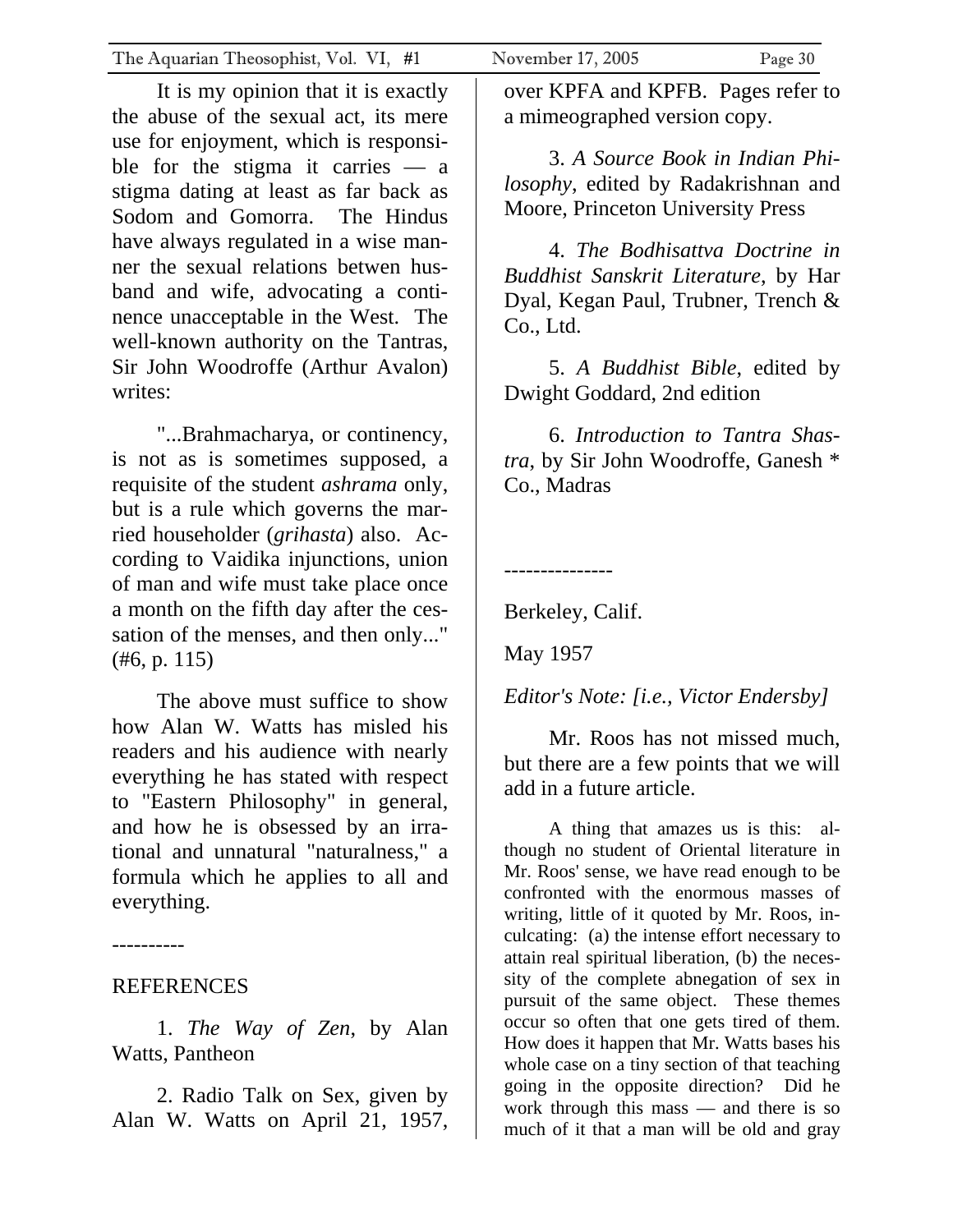It is my opinion that it is exactly the abuse of the sexual act, its mere use for enjoyment, which is responsible for the stigma it carries — a stigma dating at least as far back as Sodom and Gomorra. The Hindus have always regulated in a wise manner the sexual relations betwen husband and wife, advocating a continence unacceptable in the West. The well-known authority on the Tantras, Sir John Woodroffe (Arthur Avalon) writes:

"...Brahmacharya, or continency, is not as is sometimes supposed, a requisite of the student *ashrama* only, but is a rule which governs the married householder (*grihasta*) also. According to Vaidika injunctions, union of man and wife must take place once a month on the fifth day after the cessation of the menses, and then only..." (#6, p. 115)

The above must suffice to show how Alan W. Watts has misled his readers and his audience with nearly everything he has stated with respect to "Eastern Philosophy" in general, and how he is obsessed by an irrational and unnatural "naturalness," a formula which he applies to all and everything.

----------

REFERENCES

1. *The Way of Zen*, by Alan Watts, Pantheon

2. Radio Talk on Sex, given by Alan W. Watts on April 21, 1957, over KPFA and KPFB. Pages refer to a mimeographed version copy.

3. *A Source Book in Indian Philosophy*, edited by Radakrishnan and Moore, Princeton University Press

4. *The Bodhisattva Doctrine in Buddhist Sanskrit Literature*, by Har Dyal, Kegan Paul, Trubner, Trench & Co., Ltd.

5. *A Buddhist Bible*, edited by Dwight Goddard, 2nd edition

6. *Introduction to Tantra Shastra*, by Sir John Woodroffe, Ganesh * Co., Madras

---------------

Berkeley, Calif.

May 1957

*Editor's Note: [i.e., Victor Endersby]*

Mr. Roos has not missed much, but there are a few points that we will add in a future article.

A thing that amazes us is this: although no student of Oriental literature in Mr. Roos' sense, we have read enough to be confronted with the enormous masses of writing, little of it quoted by Mr. Roos, inculcating: (a) the intense effort necessary to attain real spiritual liberation, (b) the necessity of the complete abnegation of sex in pursuit of the same object. These themes occur so often that one gets tired of them. How does it happen that Mr. Watts bases his whole case on a tiny section of that teaching going in the opposite direction? Did he work through this mass — and there is so much of it that a man will be old and gray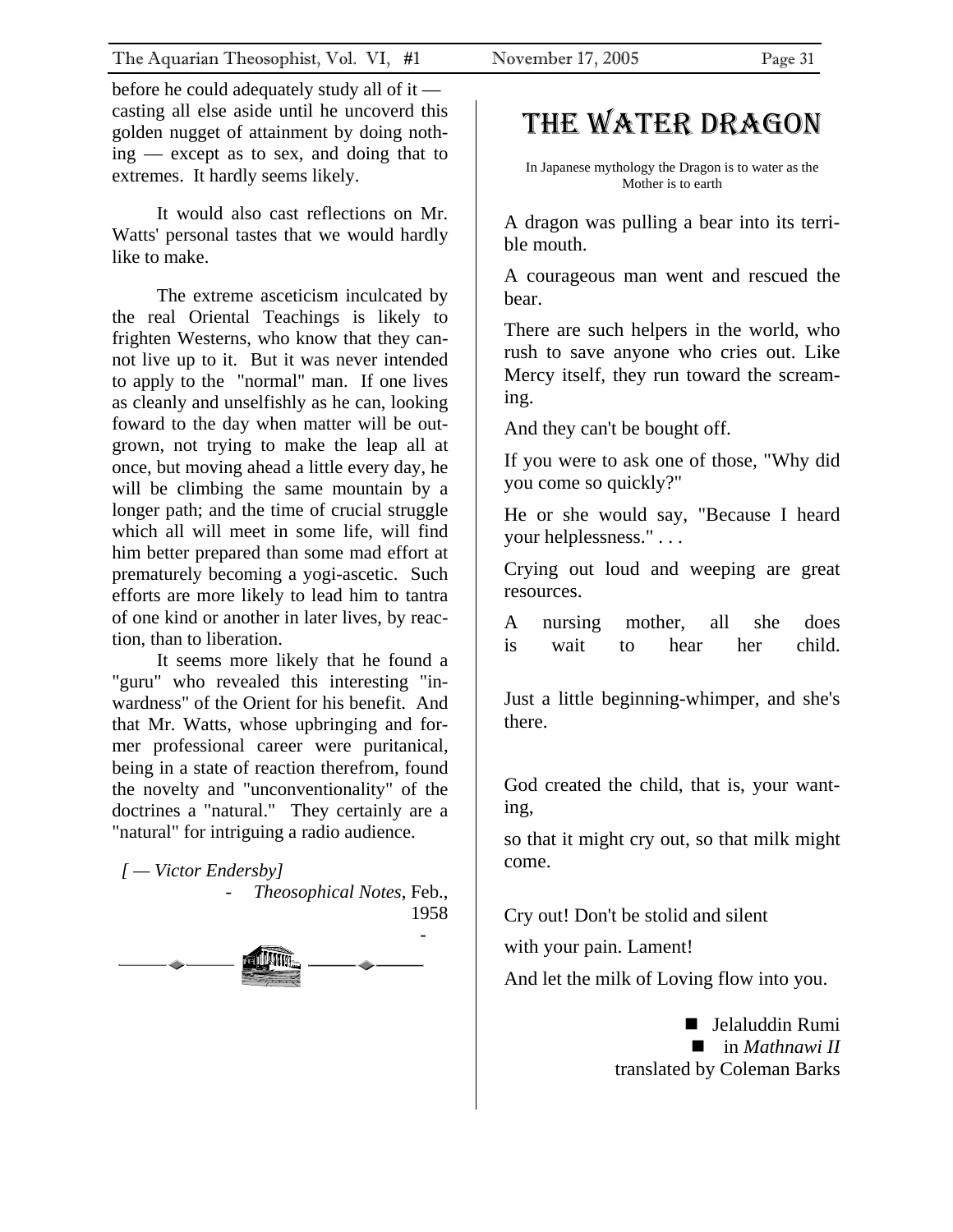before he could adequately study all of it — casting all else aside until he uncoverd this golden nugget of attainment by doing nothing — except as to sex, and doing that to extremes. It hardly seems likely.

It would also cast reflections on Mr. Watts' personal tastes that we would hardly like to make.

The extreme asceticism inculcated by the real Oriental Teachings is likely to frighten Westerns, who know that they cannot live up to it. But it was never intended to apply to the "normal" man. If one lives as cleanly and unselfishly as he can, looking foward to the day when matter will be outgrown, not trying to make the leap all at once, but moving ahead a little every day, he will be climbing the same mountain by a longer path; and the time of crucial struggle which all will meet in some life, will find him better prepared than some mad effort at prematurely becoming a yogi-ascetic. Such efforts are more likely to lead him to tantra of one kind or another in later lives, by reaction, than to liberation.

It seems more likely that he found a "guru" who revealed this interesting "inwardness" of the Orient for his benefit. And that Mr. Watts, whose upbringing and former professional career were puritanical, being in a state of reaction therefrom, found the novelty and "unconventionality" of the doctrines a "natural." They certainly are a "natural" for intriguing a radio audience.

*[ — Victor Endersby]*

- *Theosophical Notes*, Feb., 1958 -

# THE WATER DRAGON

In Japanese mythology the Dragon is to water as the Mother is to earth

A dragon was pulling a bear into its terrible mouth.

A courageous man went and rescued the bear.

There are such helpers in the world, who rush to save anyone who cries out. Like Mercy itself, they run toward the screaming.

And they can't be bought off.

If you were to ask one of those, "Why did you come so quickly?"

He or she would say, "Because I heard your helplessness." . . .

Crying out loud and weeping are great resources.

A nursing mother, all she does is wait to hear her child.

Just a little beginning-whimper, and she's there.

God created the child, that is, your wanting,

so that it might cry out, so that milk might come.

Cry out! Don't be stolid and silent

with your pain. Lament!

And let the milk of Loving flow into you.

- Jelaluddin Rumi
- in *Mathnawi II*

translated by Coleman Barks